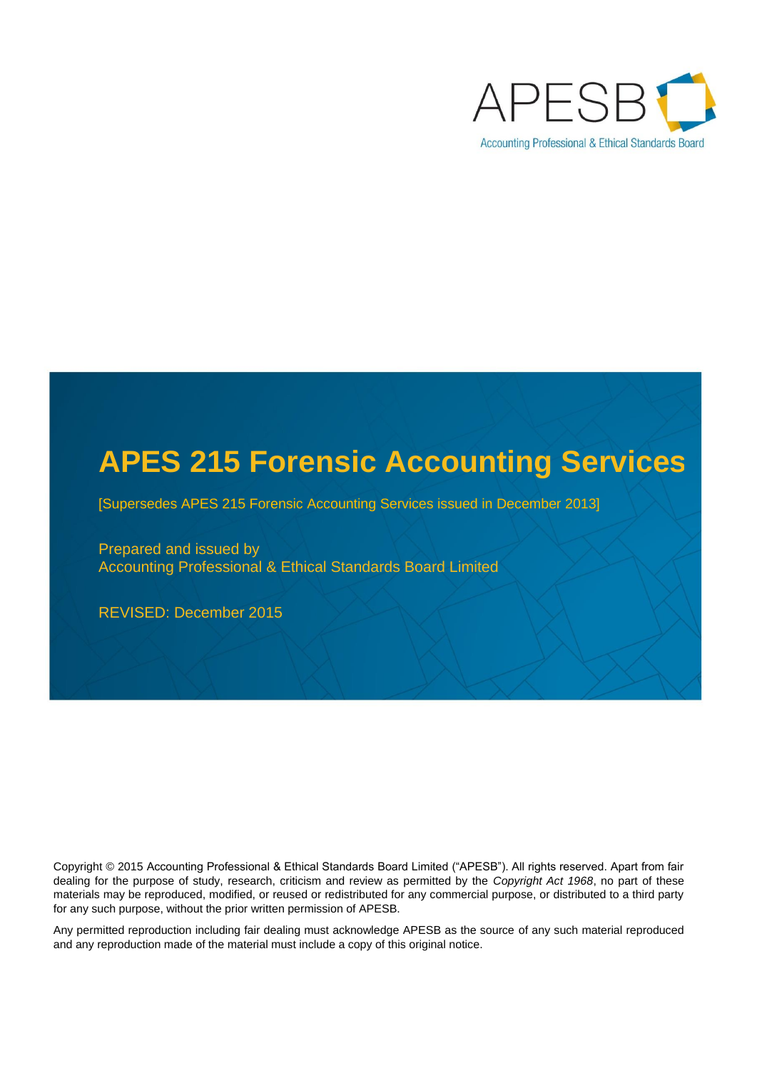APESB

Accounting Professional & Ethical Standards Board

# APES 215 Forensic Accounting Services

[Supersedes APES 215 Forensic Accounting Services issued in December 2013]

Prepared and issued by
Accounting Professional & Ethical Standards Board Limited

REVISED: December 2015

Copyright © 2015 Accounting Professional & Ethical Standards Board Limited ("APESB"). All rights reserved. Apart from fair dealing for the purpose of study, research, criticism and review as permitted by the *Copyright Act 1968*, no part of these materials may be reproduced, modified, or reused or redistributed for any commercial purpose, or distributed to a third party for any such purpose, without the prior written permission of APESB.

Any permitted reproduction including fair dealing must acknowledge APESB as the source of any such material reproduced and any reproduction made of the material must include a copy of this original notice.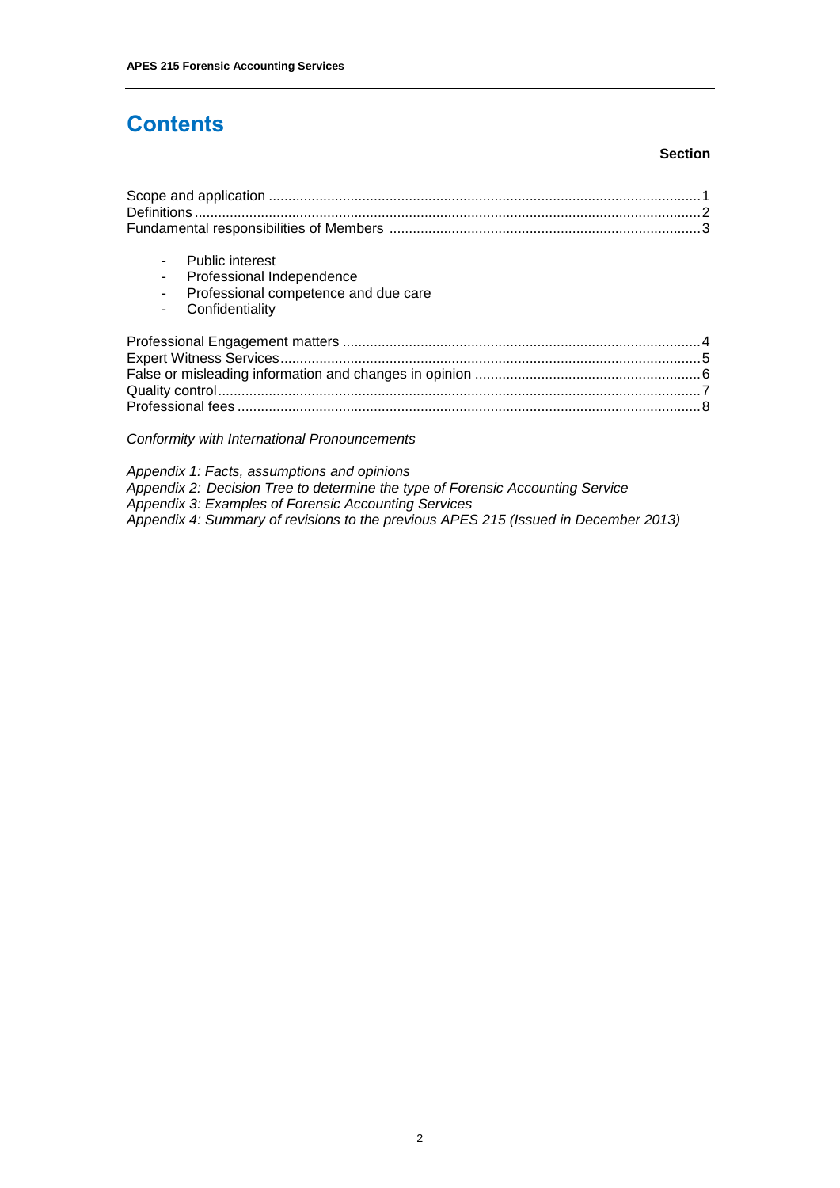# Contents

**Section**

| | |
|---|---|
| Scope and application | 1 |
| Definitions | 2 |
| Fundamental responsibilities of Members | 3 |

- Public interest
- Professional Independence
- Professional competence and due care
- Confidentiality

| | |
|---|---|
| Professional Engagement matters | 4 |
| Expert Witness Services | 5 |
| False or misleading information and changes in opinion | 6 |
| Quality control | 7 |
| Professional fees | 8 |

*Conformity with International Pronouncements*

*Appendix 1: Facts, assumptions and opinions*
*Appendix 2: Decision Tree to determine the type of Forensic Accounting Service*
*Appendix 3: Examples of Forensic Accounting Services*
*Appendix 4: Summary of revisions to the previous APES 215 (Issued in December 2013)*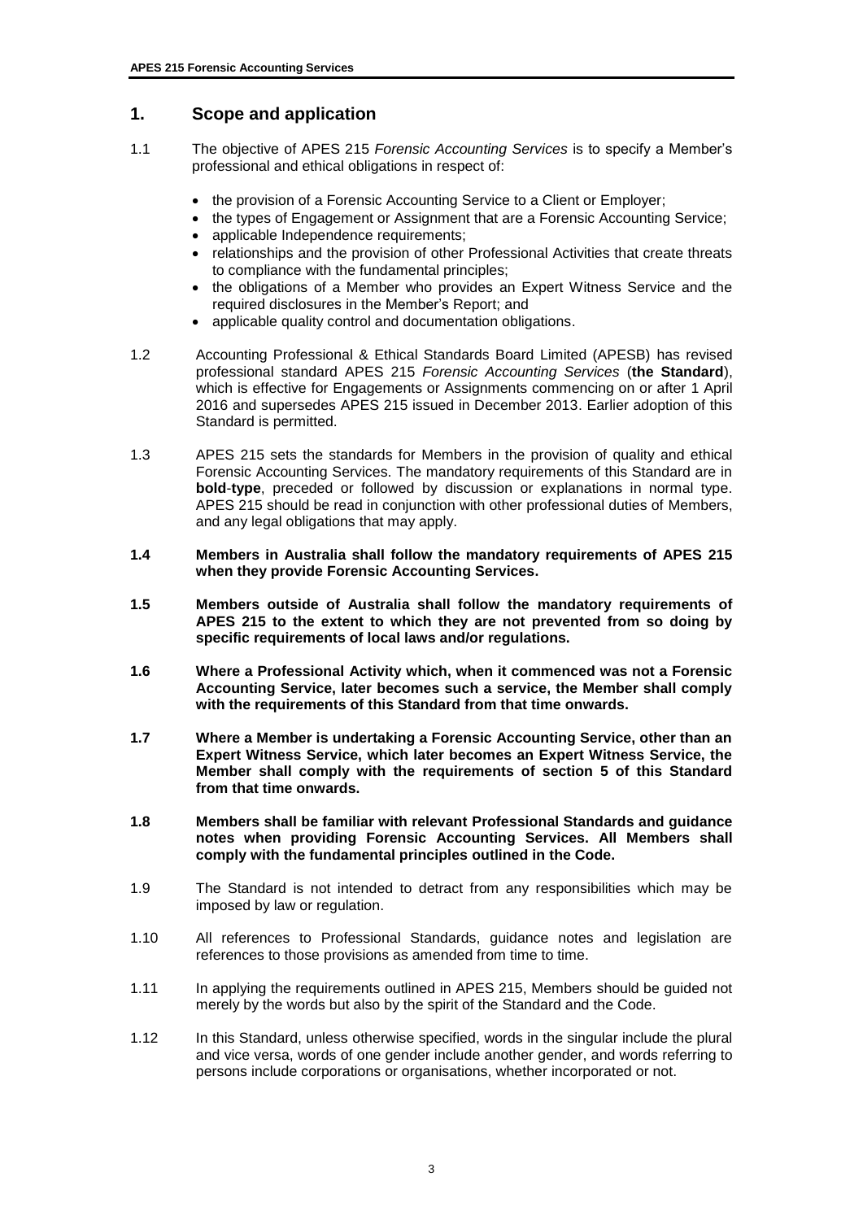## 1. Scope and application

1.1 The objective of APES 215 *Forensic Accounting Services* is to specify a Member's professional and ethical obligations in respect of:

- the provision of a Forensic Accounting Service to a Client or Employer;
- the types of Engagement or Assignment that are a Forensic Accounting Service;
- applicable Independence requirements;
- relationships and the provision of other Professional Activities that create threats to compliance with the fundamental principles;
- the obligations of a Member who provides an Expert Witness Service and the required disclosures in the Member's Report; and
- applicable quality control and documentation obligations.

1.2 Accounting Professional & Ethical Standards Board Limited (APESB) has revised professional standard APES 215 *Forensic Accounting Services* (**the Standard**), which is effective for Engagements or Assignments commencing on or after 1 April 2016 and supersedes APES 215 issued in December 2013. Earlier adoption of this Standard is permitted.

1.3 APES 215 sets the standards for Members in the provision of quality and ethical Forensic Accounting Services. The mandatory requirements of this Standard are in **bold-type**, preceded or followed by discussion or explanations in normal type. APES 215 should be read in conjunction with other professional duties of Members, and any legal obligations that may apply.

**1.4 Members in Australia shall follow the mandatory requirements of APES 215 when they provide Forensic Accounting Services.**

**1.5 Members outside of Australia shall follow the mandatory requirements of APES 215 to the extent to which they are not prevented from so doing by specific requirements of local laws and/or regulations.**

**1.6 Where a Professional Activity which, when it commenced was not a Forensic Accounting Service, later becomes such a service, the Member shall comply with the requirements of this Standard from that time onwards.**

**1.7 Where a Member is undertaking a Forensic Accounting Service, other than an Expert Witness Service, which later becomes an Expert Witness Service, the Member shall comply with the requirements of section 5 of this Standard from that time onwards.**

**1.8 Members shall be familiar with relevant Professional Standards and guidance notes when providing Forensic Accounting Services. All Members shall comply with the fundamental principles outlined in the Code.**

1.9 The Standard is not intended to detract from any responsibilities which may be imposed by law or regulation.

1.10 All references to Professional Standards, guidance notes and legislation are references to those provisions as amended from time to time.

1.11 In applying the requirements outlined in APES 215, Members should be guided not merely by the words but also by the spirit of the Standard and the Code.

1.12 In this Standard, unless otherwise specified, words in the singular include the plural and vice versa, words of one gender include another gender, and words referring to persons include corporations or organisations, whether incorporated or not.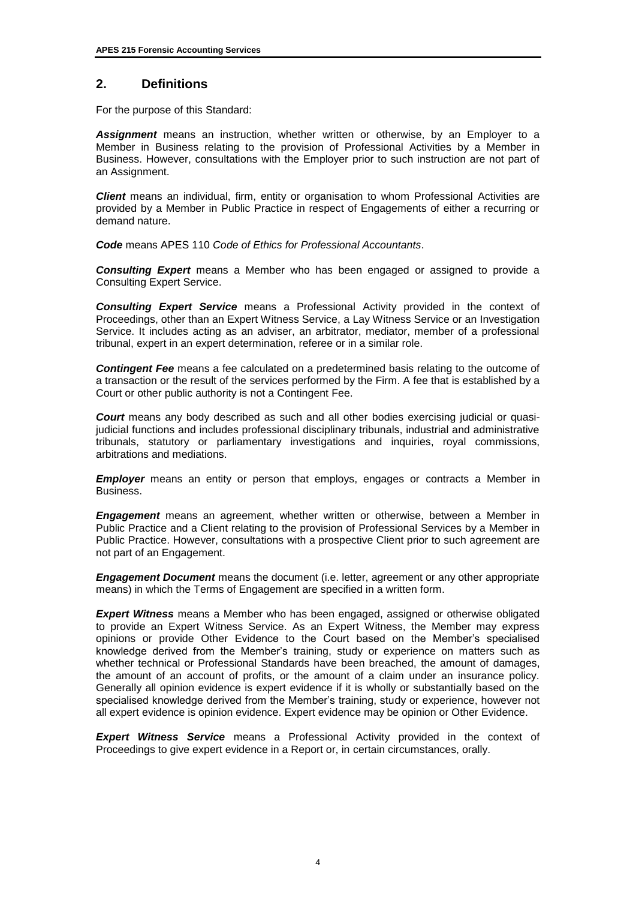## 2. Definitions

For the purpose of this Standard:

***Assignment*** means an instruction, whether written or otherwise, by an Employer to a Member in Business relating to the provision of Professional Activities by a Member in Business. However, consultations with the Employer prior to such instruction are not part of an Assignment.

***Client*** means an individual, firm, entity or organisation to whom Professional Activities are provided by a Member in Public Practice in respect of Engagements of either a recurring or demand nature.

***Code*** means APES 110 *Code of Ethics for Professional Accountants*.

***Consulting Expert*** means a Member who has been engaged or assigned to provide a Consulting Expert Service.

***Consulting Expert Service*** means a Professional Activity provided in the context of Proceedings, other than an Expert Witness Service, a Lay Witness Service or an Investigation Service. It includes acting as an adviser, an arbitrator, mediator, member of a professional tribunal, expert in an expert determination, referee or in a similar role.

***Contingent Fee*** means a fee calculated on a predetermined basis relating to the outcome of a transaction or the result of the services performed by the Firm. A fee that is established by a Court or other public authority is not a Contingent Fee.

***Court*** means any body described as such and all other bodies exercising judicial or quasi-judicial functions and includes professional disciplinary tribunals, industrial and administrative tribunals, statutory or parliamentary investigations and inquiries, royal commissions, arbitrations and mediations.

***Employer*** means an entity or person that employs, engages or contracts a Member in Business.

***Engagement*** means an agreement, whether written or otherwise, between a Member in Public Practice and a Client relating to the provision of Professional Services by a Member in Public Practice. However, consultations with a prospective Client prior to such agreement are not part of an Engagement.

***Engagement Document*** means the document (i.e. letter, agreement or any other appropriate means) in which the Terms of Engagement are specified in a written form.

***Expert Witness*** means a Member who has been engaged, assigned or otherwise obligated to provide an Expert Witness Service. As an Expert Witness, the Member may express opinions or provide Other Evidence to the Court based on the Member's specialised knowledge derived from the Member's training, study or experience on matters such as whether technical or Professional Standards have been breached, the amount of damages, the amount of an account of profits, or the amount of a claim under an insurance policy. Generally all opinion evidence is expert evidence if it is wholly or substantially based on the specialised knowledge derived from the Member's training, study or experience, however not all expert evidence is opinion evidence. Expert evidence may be opinion or Other Evidence.

***Expert Witness Service*** means a Professional Activity provided in the context of Proceedings to give expert evidence in a Report or, in certain circumstances, orally.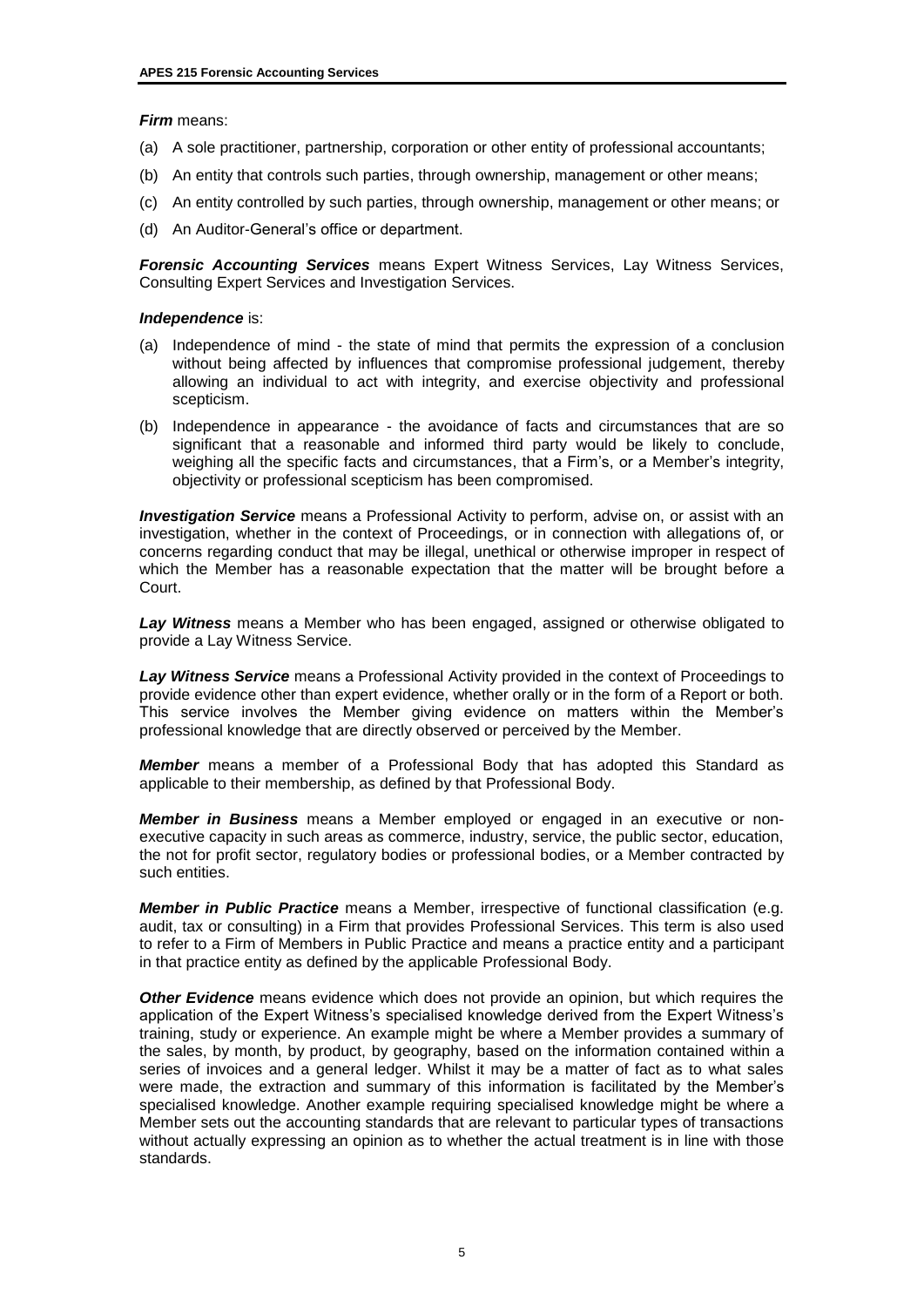***Firm*** means:

(a) A sole practitioner, partnership, corporation or other entity of professional accountants;

(b) An entity that controls such parties, through ownership, management or other means;

(c) An entity controlled by such parties, through ownership, management or other means; or

(d) An Auditor-General's office or department.

***Forensic Accounting Services*** means Expert Witness Services, Lay Witness Services, Consulting Expert Services and Investigation Services.

***Independence*** is:

(a) Independence of mind - the state of mind that permits the expression of a conclusion without being affected by influences that compromise professional judgement, thereby allowing an individual to act with integrity, and exercise objectivity and professional scepticism.

(b) Independence in appearance - the avoidance of facts and circumstances that are so significant that a reasonable and informed third party would be likely to conclude, weighing all the specific facts and circumstances, that a Firm's, or a Member's integrity, objectivity or professional scepticism has been compromised.

***Investigation Service*** means a Professional Activity to perform, advise on, or assist with an investigation, whether in the context of Proceedings, or in connection with allegations of, or concerns regarding conduct that may be illegal, unethical or otherwise improper in respect of which the Member has a reasonable expectation that the matter will be brought before a Court.

***Lay Witness*** means a Member who has been engaged, assigned or otherwise obligated to provide a Lay Witness Service.

***Lay Witness Service*** means a Professional Activity provided in the context of Proceedings to provide evidence other than expert evidence, whether orally or in the form of a Report or both. This service involves the Member giving evidence on matters within the Member's professional knowledge that are directly observed or perceived by the Member.

***Member*** means a member of a Professional Body that has adopted this Standard as applicable to their membership, as defined by that Professional Body.

***Member in Business*** means a Member employed or engaged in an executive or non-executive capacity in such areas as commerce, industry, service, the public sector, education, the not for profit sector, regulatory bodies or professional bodies, or a Member contracted by such entities.

***Member in Public Practice*** means a Member, irrespective of functional classification (e.g. audit, tax or consulting) in a Firm that provides Professional Services. This term is also used to refer to a Firm of Members in Public Practice and means a practice entity and a participant in that practice entity as defined by the applicable Professional Body.

***Other Evidence*** means evidence which does not provide an opinion, but which requires the application of the Expert Witness's specialised knowledge derived from the Expert Witness's training, study or experience. An example might be where a Member provides a summary of the sales, by month, by product, by geography, based on the information contained within a series of invoices and a general ledger. Whilst it may be a matter of fact as to what sales were made, the extraction and summary of this information is facilitated by the Member's specialised knowledge. Another example requiring specialised knowledge might be where a Member sets out the accounting standards that are relevant to particular types of transactions without actually expressing an opinion as to whether the actual treatment is in line with those standards.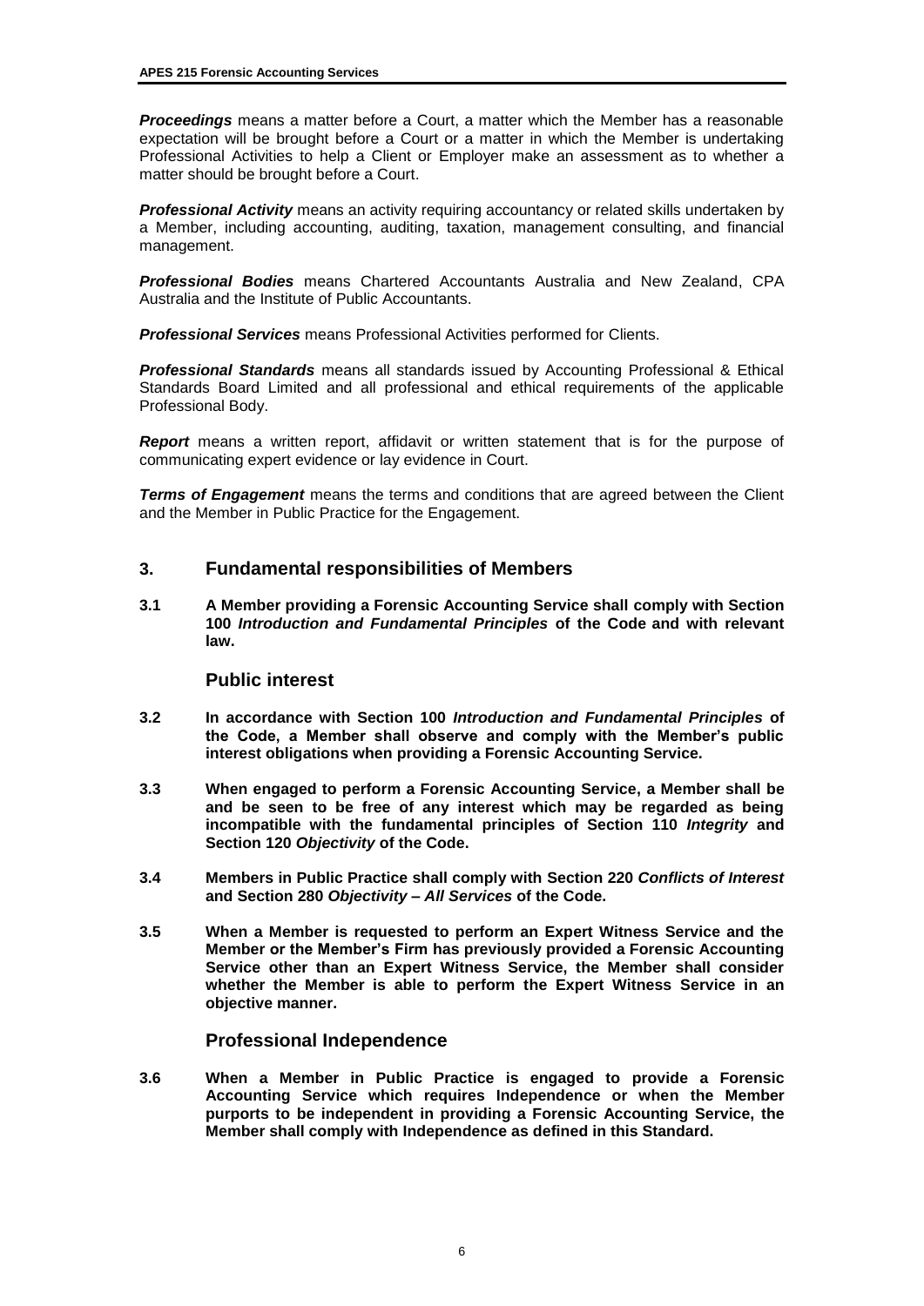***Proceedings*** means a matter before a Court, a matter which the Member has a reasonable expectation will be brought before a Court or a matter in which the Member is undertaking Professional Activities to help a Client or Employer make an assessment as to whether a matter should be brought before a Court.

***Professional Activity*** means an activity requiring accountancy or related skills undertaken by a Member, including accounting, auditing, taxation, management consulting, and financial management.

***Professional Bodies*** means Chartered Accountants Australia and New Zealand, CPA Australia and the Institute of Public Accountants.

***Professional Services*** means Professional Activities performed for Clients.

***Professional Standards*** means all standards issued by Accounting Professional & Ethical Standards Board Limited and all professional and ethical requirements of the applicable Professional Body.

***Report*** means a written report, affidavit or written statement that is for the purpose of communicating expert evidence or lay evidence in Court.

***Terms of Engagement*** means the terms and conditions that are agreed between the Client and the Member in Public Practice for the Engagement.

## 3. Fundamental responsibilities of Members

**3.1 A Member providing a Forensic Accounting Service shall comply with Section 100 *Introduction and Fundamental Principles* of the Code and with relevant law.**

### Public interest

**3.2 In accordance with Section 100 *Introduction and Fundamental Principles* of the Code, a Member shall observe and comply with the Member's public interest obligations when providing a Forensic Accounting Service.**

**3.3 When engaged to perform a Forensic Accounting Service, a Member shall be and be seen to be free of any interest which may be regarded as being incompatible with the fundamental principles of Section 110 *Integrity* and Section 120 *Objectivity* of the Code.**

**3.4 Members in Public Practice shall comply with Section 220 *Conflicts of Interest* and Section 280 *Objectivity – All Services* of the Code.**

**3.5 When a Member is requested to perform an Expert Witness Service and the Member or the Member's Firm has previously provided a Forensic Accounting Service other than an Expert Witness Service, the Member shall consider whether the Member is able to perform the Expert Witness Service in an objective manner.**

### Professional Independence

**3.6 When a Member in Public Practice is engaged to provide a Forensic Accounting Service which requires Independence or when the Member purports to be independent in providing a Forensic Accounting Service, the Member shall comply with Independence as defined in this Standard.**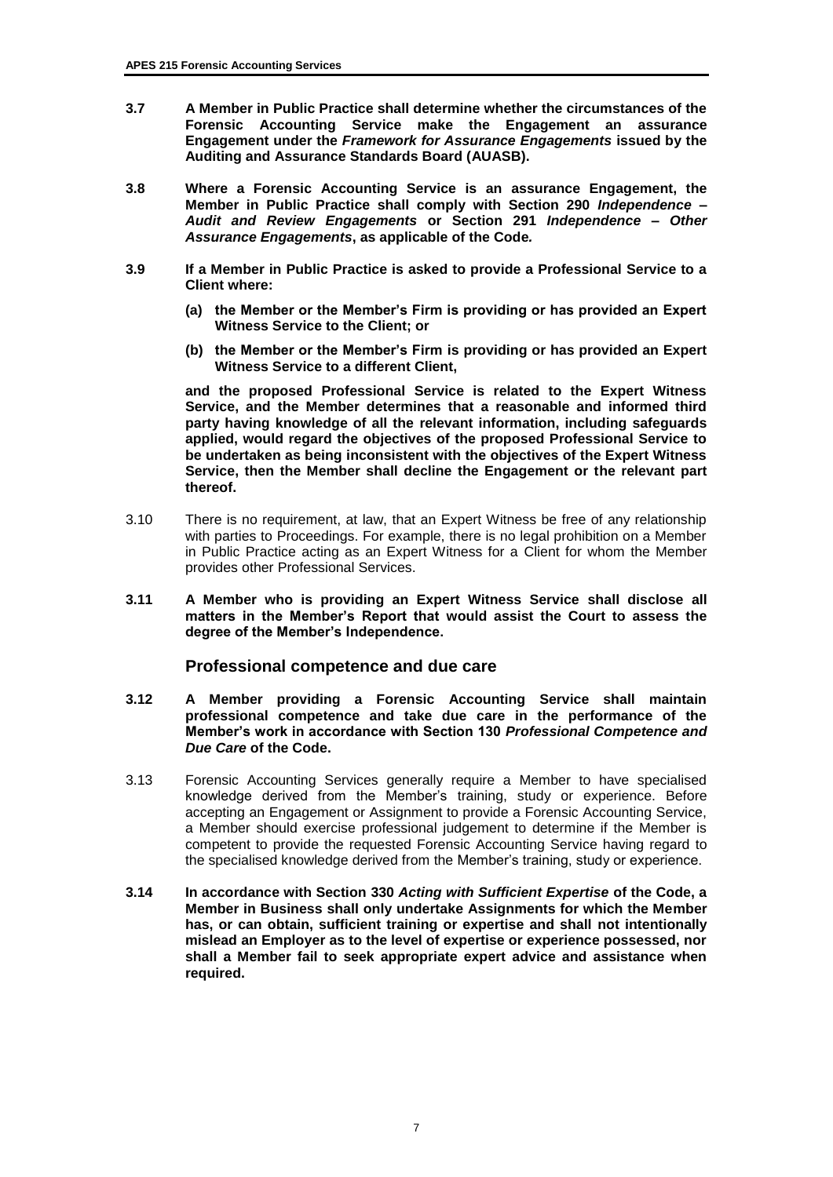**3.7 A Member in Public Practice shall determine whether the circumstances of the Forensic Accounting Service make the Engagement an assurance Engagement under the *Framework for Assurance Engagements* issued by the Auditing and Assurance Standards Board (AUASB).**

**3.8 Where a Forensic Accounting Service is an assurance Engagement, the Member in Public Practice shall comply with Section 290 *Independence – Audit and Review Engagements* or Section 291 *Independence – Other Assurance Engagements*, as applicable of the Code.**

**3.9 If a Member in Public Practice is asked to provide a Professional Service to a Client where:**

**(a) the Member or the Member's Firm is providing or has provided an Expert Witness Service to the Client; or**

**(b) the Member or the Member's Firm is providing or has provided an Expert Witness Service to a different Client,**

**and the proposed Professional Service is related to the Expert Witness Service, and the Member determines that a reasonable and informed third party having knowledge of all the relevant information, including safeguards applied, would regard the objectives of the proposed Professional Service to be undertaken as being inconsistent with the objectives of the Expert Witness Service, then the Member shall decline the Engagement or the relevant part thereof.**

3.10 There is no requirement, at law, that an Expert Witness be free of any relationship with parties to Proceedings. For example, there is no legal prohibition on a Member in Public Practice acting as an Expert Witness for a Client for whom the Member provides other Professional Services.

**3.11 A Member who is providing an Expert Witness Service shall disclose all matters in the Member's Report that would assist the Court to assess the degree of the Member's Independence.**

## Professional competence and due care

**3.12 A Member providing a Forensic Accounting Service shall maintain professional competence and take due care in the performance of the Member's work in accordance with Section 130 *Professional Competence and Due Care* of the Code.**

3.13 Forensic Accounting Services generally require a Member to have specialised knowledge derived from the Member's training, study or experience. Before accepting an Engagement or Assignment to provide a Forensic Accounting Service, a Member should exercise professional judgement to determine if the Member is competent to provide the requested Forensic Accounting Service having regard to the specialised knowledge derived from the Member's training, study or experience.

**3.14 In accordance with Section 330 *Acting with Sufficient Expertise* of the Code, a Member in Business shall only undertake Assignments for which the Member has, or can obtain, sufficient training or expertise and shall not intentionally mislead an Employer as to the level of expertise or experience possessed, nor shall a Member fail to seek appropriate expert advice and assistance when required.**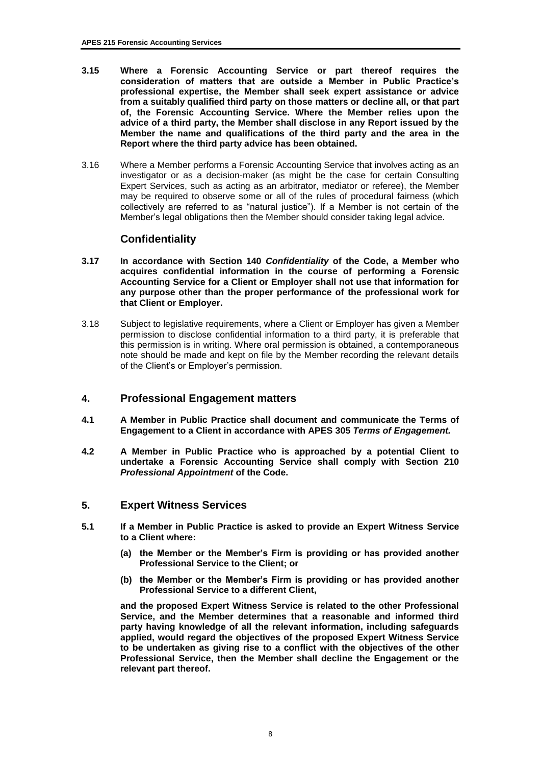**3.15 Where a Forensic Accounting Service or part thereof requires the consideration of matters that are outside a Member in Public Practice's professional expertise, the Member shall seek expert assistance or advice from a suitably qualified third party on those matters or decline all, or that part of, the Forensic Accounting Service. Where the Member relies upon the advice of a third party, the Member shall disclose in any Report issued by the Member the name and qualifications of the third party and the area in the Report where the third party advice has been obtained.**

3.16 Where a Member performs a Forensic Accounting Service that involves acting as an investigator or as a decision-maker (as might be the case for certain Consulting Expert Services, such as acting as an arbitrator, mediator or referee), the Member may be required to observe some or all of the rules of procedural fairness (which collectively are referred to as "natural justice"). If a Member is not certain of the Member's legal obligations then the Member should consider taking legal advice.

### Confidentiality

**3.17 In accordance with Section 140 *Confidentiality* of the Code, a Member who acquires confidential information in the course of performing a Forensic Accounting Service for a Client or Employer shall not use that information for any purpose other than the proper performance of the professional work for that Client or Employer.**

3.18 Subject to legislative requirements, where a Client or Employer has given a Member permission to disclose confidential information to a third party, it is preferable that this permission is in writing. Where oral permission is obtained, a contemporaneous note should be made and kept on file by the Member recording the relevant details of the Client's or Employer's permission.

## 4. Professional Engagement matters

**4.1 A Member in Public Practice shall document and communicate the Terms of Engagement to a Client in accordance with APES 305 *Terms of Engagement.***

**4.2 A Member in Public Practice who is approached by a potential Client to undertake a Forensic Accounting Service shall comply with Section 210 *Professional Appointment* of the Code.**

## 5. Expert Witness Services

**5.1 If a Member in Public Practice is asked to provide an Expert Witness Service to a Client where:**

**(a) the Member or the Member's Firm is providing or has provided another Professional Service to the Client; or**

**(b) the Member or the Member's Firm is providing or has provided another Professional Service to a different Client,**

**and the proposed Expert Witness Service is related to the other Professional Service, and the Member determines that a reasonable and informed third party having knowledge of all the relevant information, including safeguards applied, would regard the objectives of the proposed Expert Witness Service to be undertaken as giving rise to a conflict with the objectives of the other Professional Service, then the Member shall decline the Engagement or the relevant part thereof.**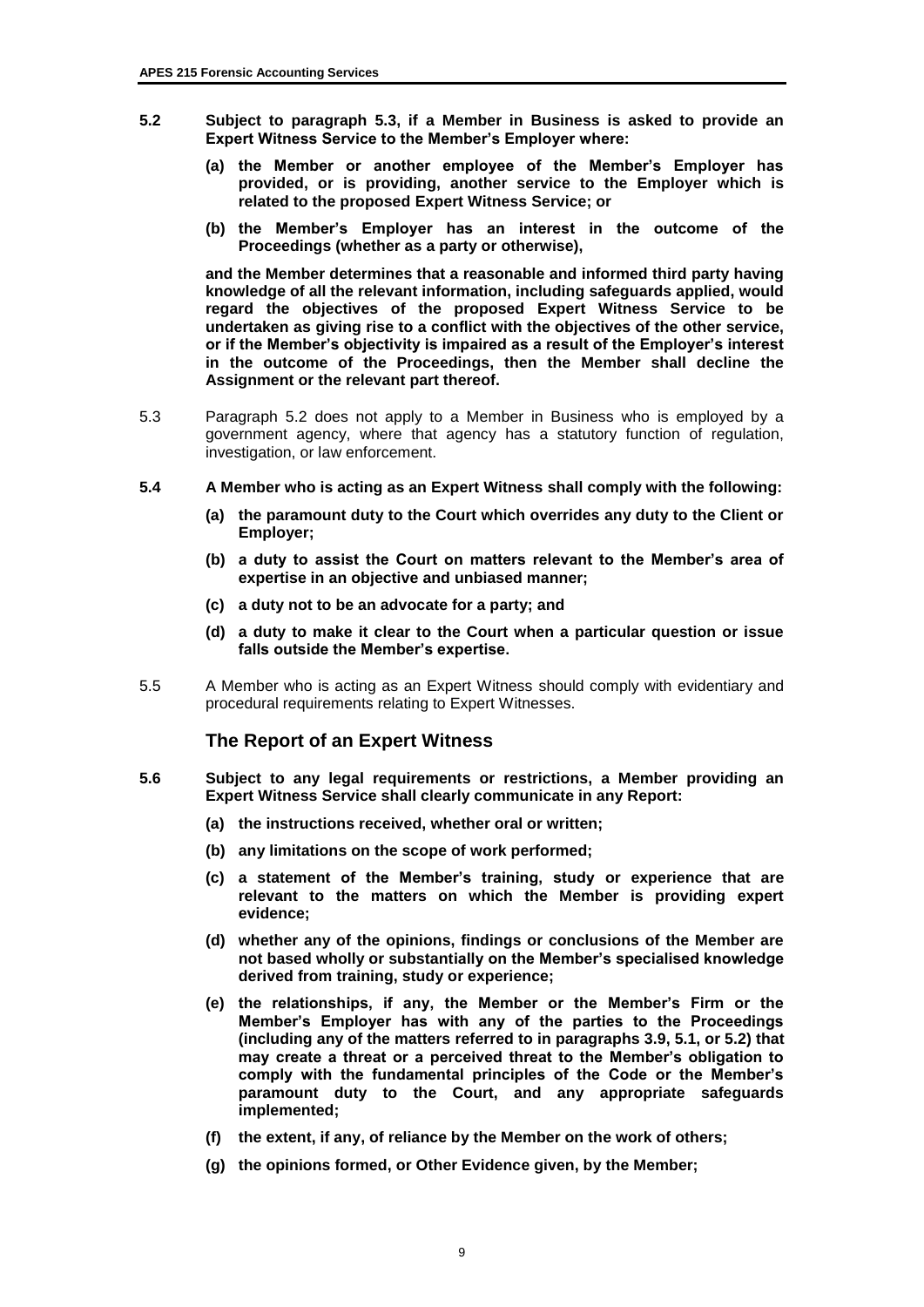**5.2 Subject to paragraph 5.3, if a Member in Business is asked to provide an Expert Witness Service to the Member's Employer where:**

**(a) the Member or another employee of the Member's Employer has provided, or is providing, another service to the Employer which is related to the proposed Expert Witness Service; or**

**(b) the Member's Employer has an interest in the outcome of the Proceedings (whether as a party or otherwise),**

**and the Member determines that a reasonable and informed third party having knowledge of all the relevant information, including safeguards applied, would regard the objectives of the proposed Expert Witness Service to be undertaken as giving rise to a conflict with the objectives of the other service, or if the Member's objectivity is impaired as a result of the Employer's interest in the outcome of the Proceedings, then the Member shall decline the Assignment or the relevant part thereof.**

5.3 Paragraph 5.2 does not apply to a Member in Business who is employed by a government agency, where that agency has a statutory function of regulation, investigation, or law enforcement.

**5.4 A Member who is acting as an Expert Witness shall comply with the following:**

**(a) the paramount duty to the Court which overrides any duty to the Client or Employer;**

**(b) a duty to assist the Court on matters relevant to the Member's area of expertise in an objective and unbiased manner;**

**(c) a duty not to be an advocate for a party; and**

**(d) a duty to make it clear to the Court when a particular question or issue falls outside the Member's expertise.**

5.5 A Member who is acting as an Expert Witness should comply with evidentiary and procedural requirements relating to Expert Witnesses.

## The Report of an Expert Witness

**5.6 Subject to any legal requirements or restrictions, a Member providing an Expert Witness Service shall clearly communicate in any Report:**

**(a) the instructions received, whether oral or written;**

**(b) any limitations on the scope of work performed;**

**(c) a statement of the Member's training, study or experience that are relevant to the matters on which the Member is providing expert evidence;**

**(d) whether any of the opinions, findings or conclusions of the Member are not based wholly or substantially on the Member's specialised knowledge derived from training, study or experience;**

**(e) the relationships, if any, the Member or the Member's Firm or the Member's Employer has with any of the parties to the Proceedings (including any of the matters referred to in paragraphs 3.9, 5.1, or 5.2) that may create a threat or a perceived threat to the Member's obligation to comply with the fundamental principles of the Code or the Member's paramount duty to the Court, and any appropriate safeguards implemented;**

**(f) the extent, if any, of reliance by the Member on the work of others;**

**(g) the opinions formed, or Other Evidence given, by the Member;**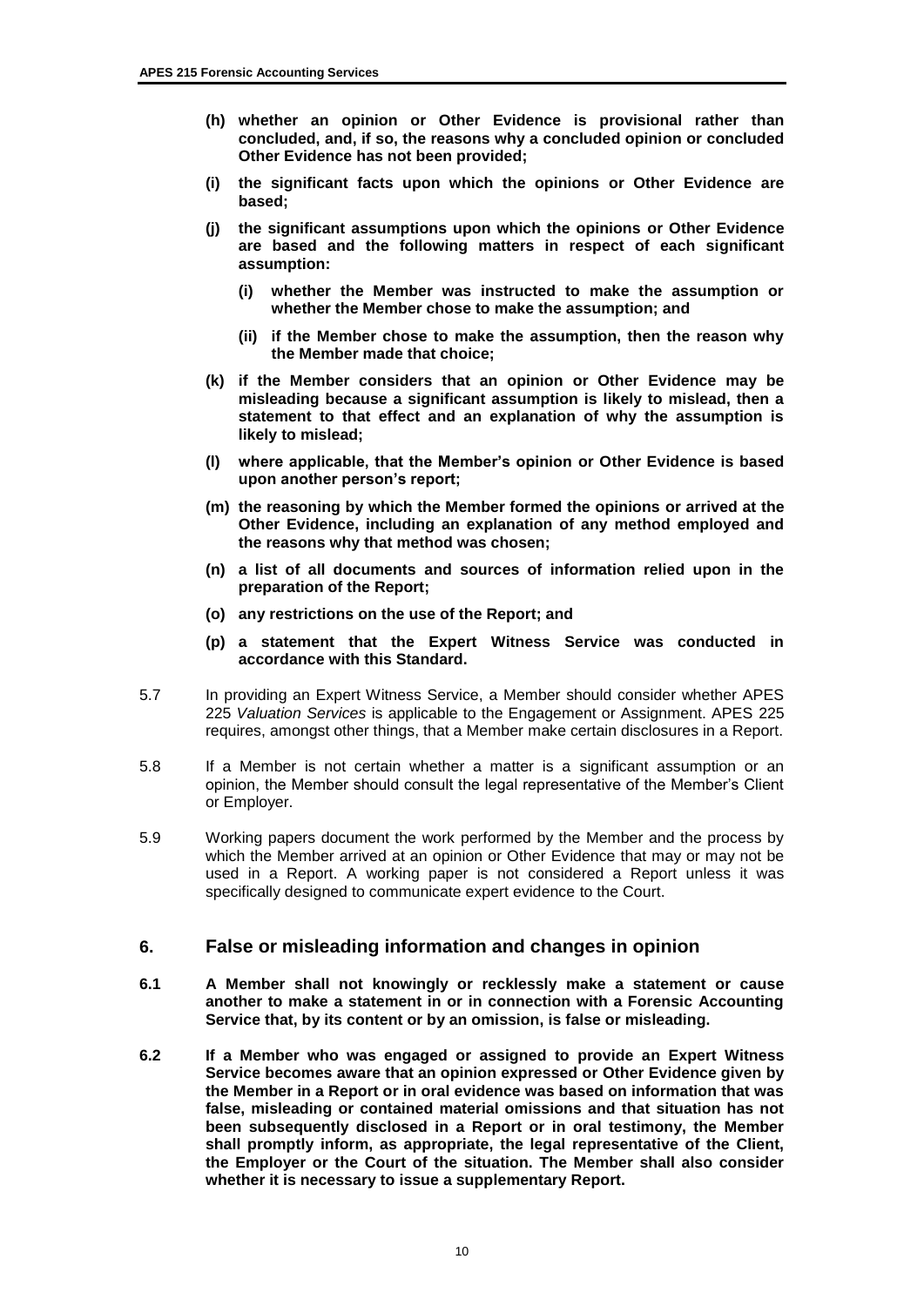**(h) whether an opinion or Other Evidence is provisional rather than concluded, and, if so, the reasons why a concluded opinion or concluded Other Evidence has not been provided;**

**(i) the significant facts upon which the opinions or Other Evidence are based;**

**(j) the significant assumptions upon which the opinions or Other Evidence are based and the following matters in respect of each significant assumption:**

**(i) whether the Member was instructed to make the assumption or whether the Member chose to make the assumption; and**

**(ii) if the Member chose to make the assumption, then the reason why the Member made that choice;**

**(k) if the Member considers that an opinion or Other Evidence may be misleading because a significant assumption is likely to mislead, then a statement to that effect and an explanation of why the assumption is likely to mislead;**

**(l) where applicable, that the Member's opinion or Other Evidence is based upon another person's report;**

**(m) the reasoning by which the Member formed the opinions or arrived at the Other Evidence, including an explanation of any method employed and the reasons why that method was chosen;**

**(n) a list of all documents and sources of information relied upon in the preparation of the Report;**

**(o) any restrictions on the use of the Report; and**

**(p) a statement that the Expert Witness Service was conducted in accordance with this Standard.**

5.7 In providing an Expert Witness Service, a Member should consider whether APES 225 *Valuation Services* is applicable to the Engagement or Assignment. APES 225 requires, amongst other things, that a Member make certain disclosures in a Report.

5.8 If a Member is not certain whether a matter is a significant assumption or an opinion, the Member should consult the legal representative of the Member's Client or Employer.

5.9 Working papers document the work performed by the Member and the process by which the Member arrived at an opinion or Other Evidence that may or may not be used in a Report. A working paper is not considered a Report unless it was specifically designed to communicate expert evidence to the Court.

## 6. False or misleading information and changes in opinion

**6.1 A Member shall not knowingly or recklessly make a statement or cause another to make a statement in or in connection with a Forensic Accounting Service that, by its content or by an omission, is false or misleading.**

**6.2 If a Member who was engaged or assigned to provide an Expert Witness Service becomes aware that an opinion expressed or Other Evidence given by the Member in a Report or in oral evidence was based on information that was false, misleading or contained material omissions and that situation has not been subsequently disclosed in a Report or in oral testimony, the Member shall promptly inform, as appropriate, the legal representative of the Client, the Employer or the Court of the situation. The Member shall also consider whether it is necessary to issue a supplementary Report.**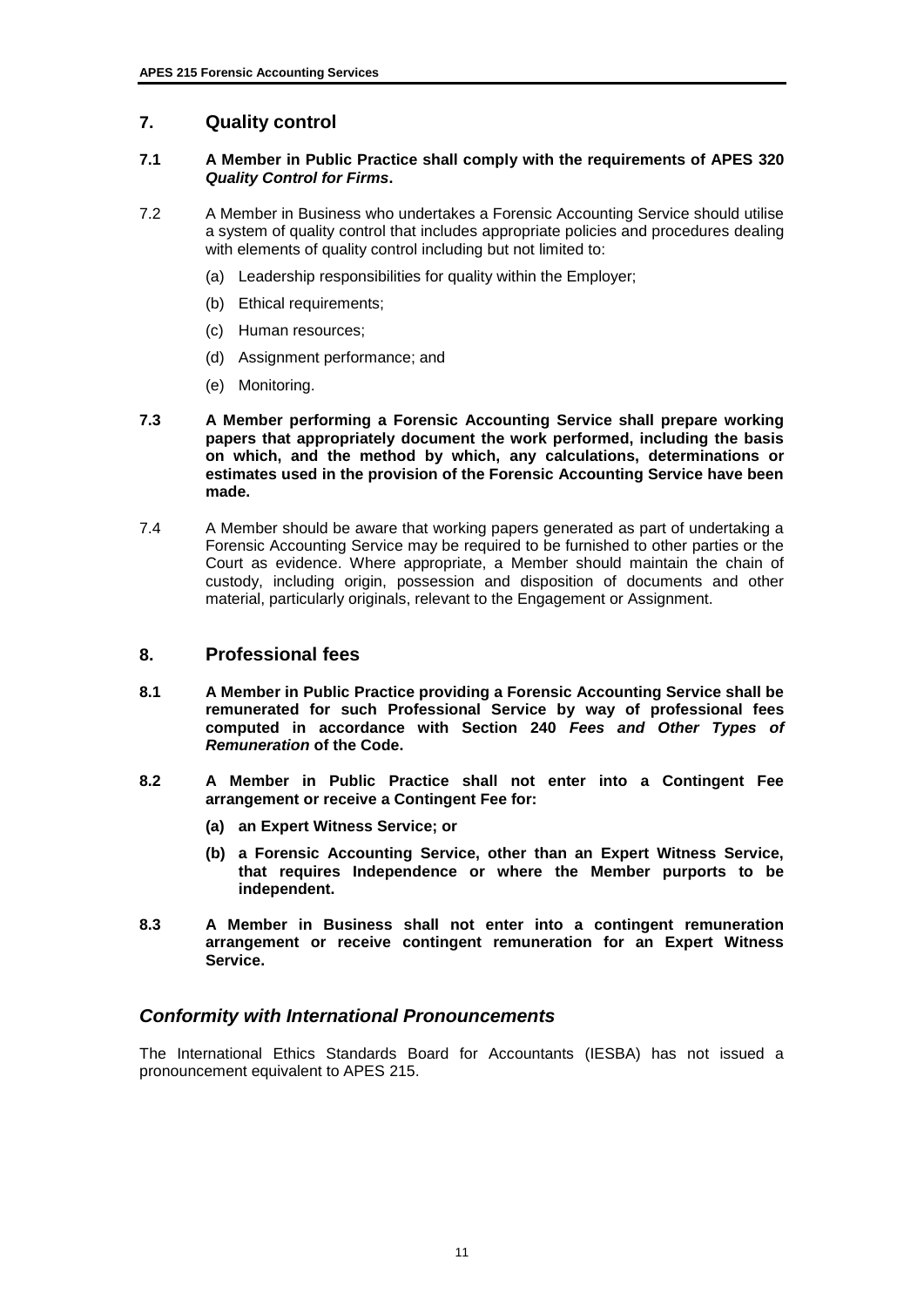## 7. Quality control

**7.1 A Member in Public Practice shall comply with the requirements of APES 320 *Quality Control for Firms*.**

7.2 A Member in Business who undertakes a Forensic Accounting Service should utilise a system of quality control that includes appropriate policies and procedures dealing with elements of quality control including but not limited to:

(a) Leadership responsibilities for quality within the Employer;

(b) Ethical requirements;

(c) Human resources;

(d) Assignment performance; and

(e) Monitoring.

**7.3 A Member performing a Forensic Accounting Service shall prepare working papers that appropriately document the work performed, including the basis on which, and the method by which, any calculations, determinations or estimates used in the provision of the Forensic Accounting Service have been made.**

7.4 A Member should be aware that working papers generated as part of undertaking a Forensic Accounting Service may be required to be furnished to other parties or the Court as evidence. Where appropriate, a Member should maintain the chain of custody, including origin, possession and disposition of documents and other material, particularly originals, relevant to the Engagement or Assignment.

## 8. Professional fees

**8.1 A Member in Public Practice providing a Forensic Accounting Service shall be remunerated for such Professional Service by way of professional fees computed in accordance with Section 240 *Fees and Other Types of Remuneration* of the Code.**

**8.2 A Member in Public Practice shall not enter into a Contingent Fee arrangement or receive a Contingent Fee for:**

**(a) an Expert Witness Service; or**

**(b) a Forensic Accounting Service, other than an Expert Witness Service, that requires Independence or where the Member purports to be independent.**

**8.3 A Member in Business shall not enter into a contingent remuneration arrangement or receive contingent remuneration for an Expert Witness Service.**

## *Conformity with International Pronouncements*

The International Ethics Standards Board for Accountants (IESBA) has not issued a pronouncement equivalent to APES 215.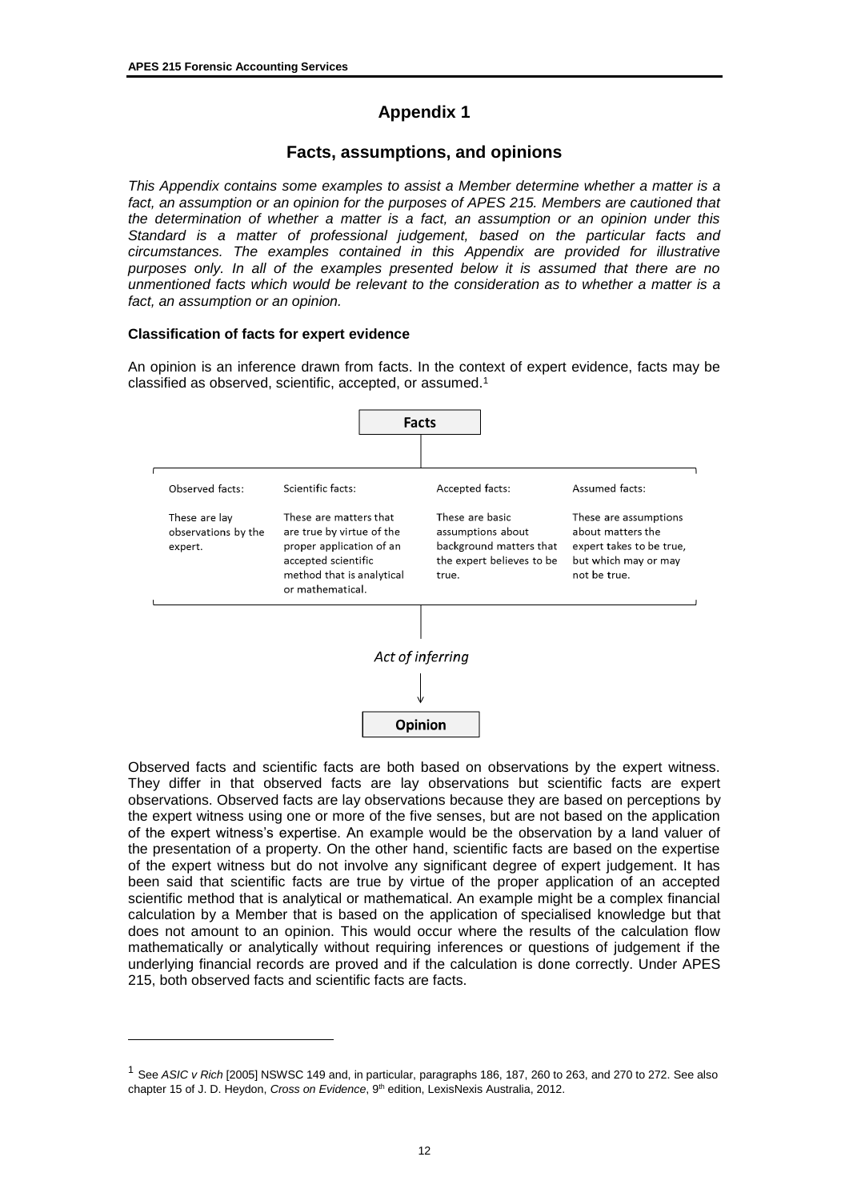# Appendix 1

## Facts, assumptions, and opinions

*This Appendix contains some examples to assist a Member determine whether a matter is a fact, an assumption or an opinion for the purposes of APES 215. Members are cautioned that the determination of whether a matter is a fact, an assumption or an opinion under this Standard is a matter of professional judgement, based on the particular facts and circumstances. The examples contained in this Appendix are provided for illustrative purposes only. In all of the examples presented below it is assumed that there are no unmentioned facts which would be relevant to the consideration as to whether a matter is a fact, an assumption or an opinion.*

### Classification of facts for expert evidence

An opinion is an inference drawn from facts. In the context of expert evidence, facts may be classified as observed, scientific, accepted, or assumed.[1]

**Facts**

| Observed facts: | Scientific facts: | Accepted facts: | Assumed facts: |
|---|---|---|---|
| These are lay observations by the expert. | These are matters that are true by virtue of the proper application of an accepted scientific method that is analytical or mathematical. | These are basic assumptions about background matters that the expert believes to be true. | These are assumptions about matters the expert takes to be true, but which may or may not be true. |

*Act of inferring*

↓

**Opinion**

Observed facts and scientific facts are both based on observations by the expert witness. They differ in that observed facts are lay observations but scientific facts are expert observations. Observed facts are lay observations because they are based on perceptions by the expert witness using one or more of the five senses, but are not based on the application of the expert witness's expertise. An example would be the observation by a land valuer of the presentation of a property. On the other hand, scientific facts are based on the expertise of the expert witness but do not involve any significant degree of expert judgement. It has been said that scientific facts are true by virtue of the proper application of an accepted scientific method that is analytical or mathematical. An example might be a complex financial calculation by a Member that is based on the application of specialised knowledge but that does not amount to an opinion. This would occur where the results of the calculation flow mathematically or analytically without requiring inferences or questions of judgement if the underlying financial records are proved and if the calculation is done correctly. Under APES 215, both observed facts and scientific facts are facts.

[1] See *ASIC v Rich* [2005] NSWSC 149 and, in particular, paragraphs 186, 187, 260 to 263, and 270 to 272. See also chapter 15 of J. D. Heydon, *Cross on Evidence*, 9th edition, LexisNexis Australia, 2012.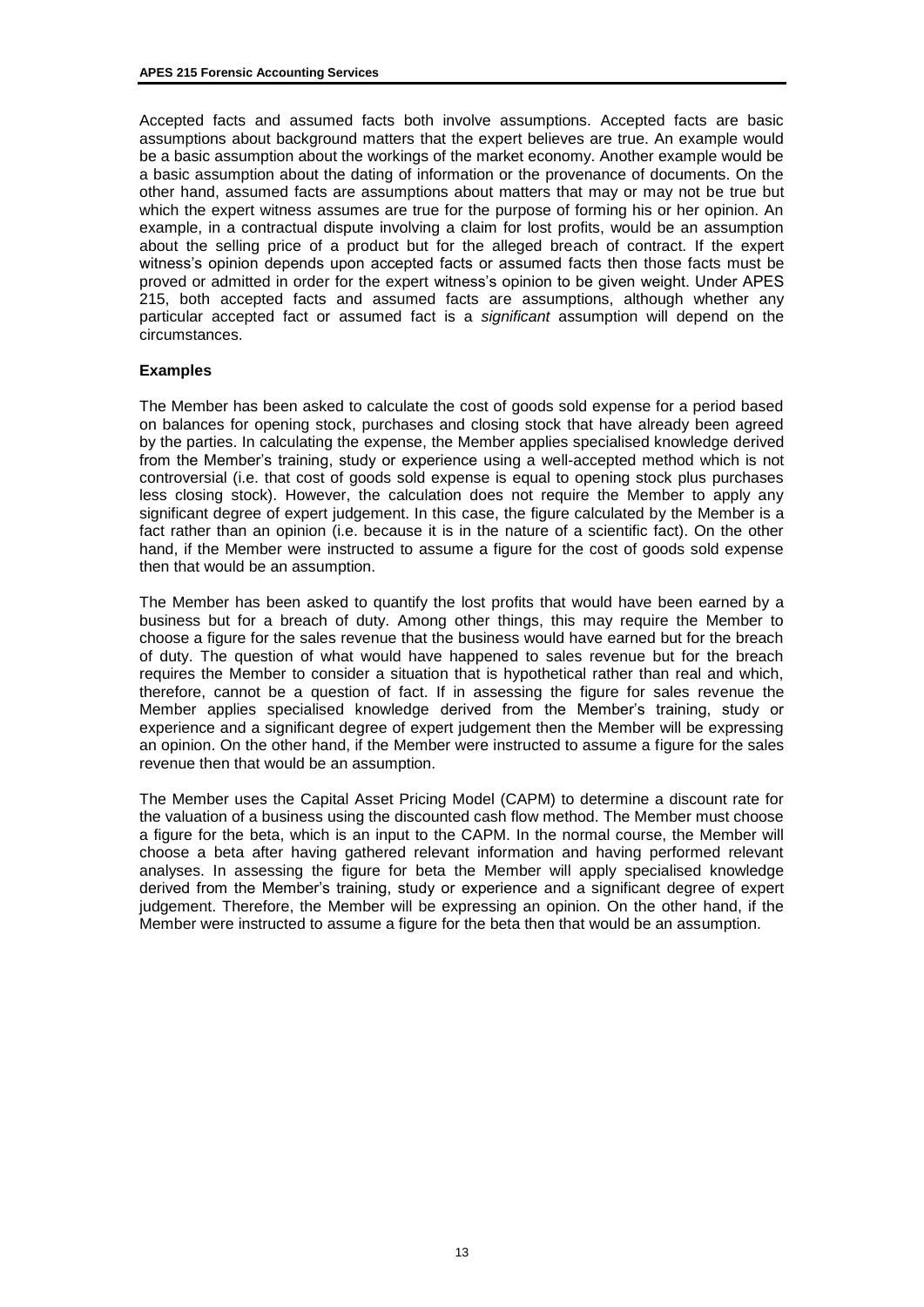Accepted facts and assumed facts both involve assumptions. Accepted facts are basic assumptions about background matters that the expert believes are true. An example would be a basic assumption about the workings of the market economy. Another example would be a basic assumption about the dating of information or the provenance of documents. On the other hand, assumed facts are assumptions about matters that may or may not be true but which the expert witness assumes are true for the purpose of forming his or her opinion. An example, in a contractual dispute involving a claim for lost profits, would be an assumption about the selling price of a product but for the alleged breach of contract. If the expert witness's opinion depends upon accepted facts or assumed facts then those facts must be proved or admitted in order for the expert witness's opinion to be given weight. Under APES 215, both accepted facts and assumed facts are assumptions, although whether any particular accepted fact or assumed fact is a *significant* assumption will depend on the circumstances.

**Examples**

The Member has been asked to calculate the cost of goods sold expense for a period based on balances for opening stock, purchases and closing stock that have already been agreed by the parties. In calculating the expense, the Member applies specialised knowledge derived from the Member's training, study or experience using a well-accepted method which is not controversial (i.e. that cost of goods sold expense is equal to opening stock plus purchases less closing stock). However, the calculation does not require the Member to apply any significant degree of expert judgement. In this case, the figure calculated by the Member is a fact rather than an opinion (i.e. because it is in the nature of a scientific fact). On the other hand, if the Member were instructed to assume a figure for the cost of goods sold expense then that would be an assumption.

The Member has been asked to quantify the lost profits that would have been earned by a business but for a breach of duty. Among other things, this may require the Member to choose a figure for the sales revenue that the business would have earned but for the breach of duty. The question of what would have happened to sales revenue but for the breach requires the Member to consider a situation that is hypothetical rather than real and which, therefore, cannot be a question of fact. If in assessing the figure for sales revenue the Member applies specialised knowledge derived from the Member's training, study or experience and a significant degree of expert judgement then the Member will be expressing an opinion. On the other hand, if the Member were instructed to assume a figure for the sales revenue then that would be an assumption.

The Member uses the Capital Asset Pricing Model (CAPM) to determine a discount rate for the valuation of a business using the discounted cash flow method. The Member must choose a figure for the beta, which is an input to the CAPM. In the normal course, the Member will choose a beta after having gathered relevant information and having performed relevant analyses. In assessing the figure for beta the Member will apply specialised knowledge derived from the Member's training, study or experience and a significant degree of expert judgement. Therefore, the Member will be expressing an opinion. On the other hand, if the Member were instructed to assume a figure for the beta then that would be an assumption.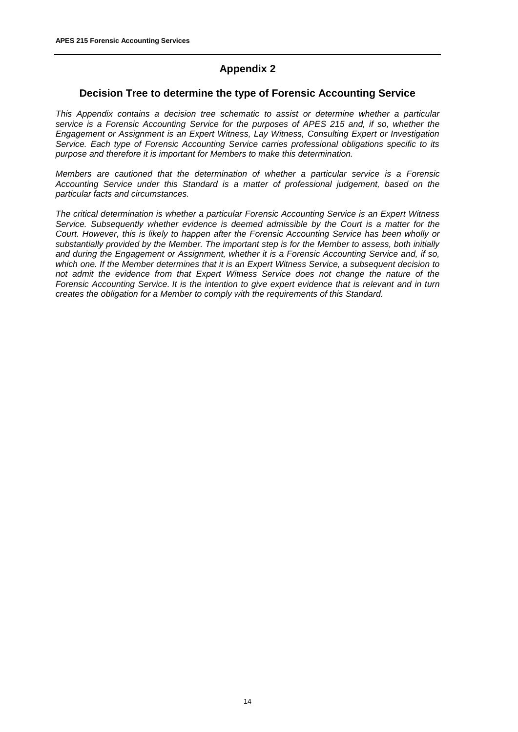## Appendix 2

### Decision Tree to determine the type of Forensic Accounting Service

*This Appendix contains a decision tree schematic to assist or determine whether a particular service is a Forensic Accounting Service for the purposes of APES 215 and, if so, whether the Engagement or Assignment is an Expert Witness, Lay Witness, Consulting Expert or Investigation Service. Each type of Forensic Accounting Service carries professional obligations specific to its purpose and therefore it is important for Members to make this determination.*

*Members are cautioned that the determination of whether a particular service is a Forensic Accounting Service under this Standard is a matter of professional judgement, based on the particular facts and circumstances.*

*The critical determination is whether a particular Forensic Accounting Service is an Expert Witness Service. Subsequently whether evidence is deemed admissible by the Court is a matter for the Court. However, this is likely to happen after the Forensic Accounting Service has been wholly or substantially provided by the Member. The important step is for the Member to assess, both initially and during the Engagement or Assignment, whether it is a Forensic Accounting Service and, if so, which one. If the Member determines that it is an Expert Witness Service, a subsequent decision to not admit the evidence from that Expert Witness Service does not change the nature of the Forensic Accounting Service. It is the intention to give expert evidence that is relevant and in turn creates the obligation for a Member to comply with the requirements of this Standard.*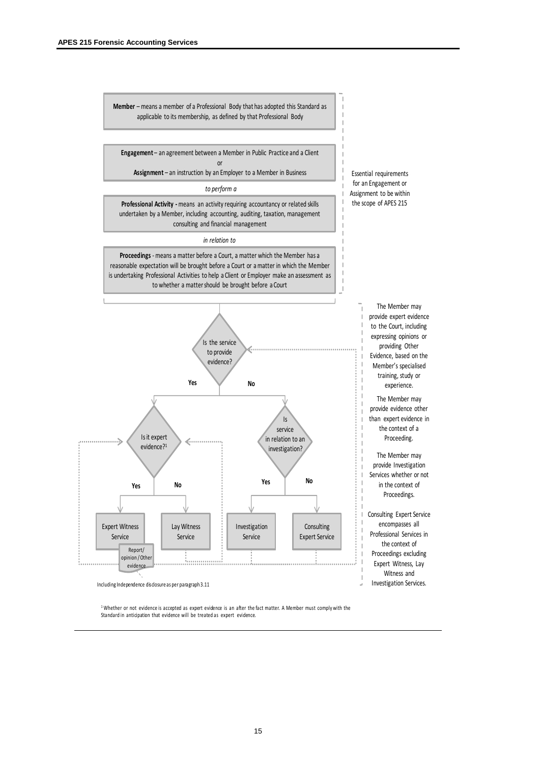**Member** – means a member of a Professional Body that has adopted this Standard as applicable to its membership, as defined by that Professional Body

**Engagement** – an agreement between a Member in Public Practice and a Client

or

**Assignment** – an instruction by an Employer to a Member in Business

*to perform a*

**Professional Activity** - means an activity requiring accountancy or related skills undertaken by a Member, including accounting, auditing, taxation, management consulting and financial management

*in relation to*

**Proceedings** - means a matter before a Court, a matter which the Member has a reasonable expectation will be brought before a Court or a matter in which the Member is undertaking Professional Activities to help a Client or Employer make an assessment as to whether a matter should be brought before a Court

Essential requirements for an Engagement or Assignment to be within the scope of APES 215

Is the service to provide evidence?

- Yes → Is it expert evidence?[1]
  - Yes → Expert Witness Service
  - No → Lay Witness Service
- No → Is service in relation to an investigation?
  - Yes → Investigation Service
  - No → Consulting Expert Service

Report/ opinion / Other evidence

Including Independence disclosure as per paragraph 3.11

The Member may provide expert evidence to the Court, including expressing opinions or providing Other Evidence, based on the Member's specialised training, study or experience.

The Member may provide evidence other than expert evidence in the context of a Proceeding.

The Member may provide Investigation Services whether or not in the context of Proceedings.

Consulting Expert Service encompasses all Professional Services in the context of Proceedings excluding Expert Witness, Lay Witness and Investigation Services.

[1] Whether or not evidence is accepted as expert evidence is an after the fact matter. A Member must comply with the Standard in anticipation that evidence will be treated as expert evidence.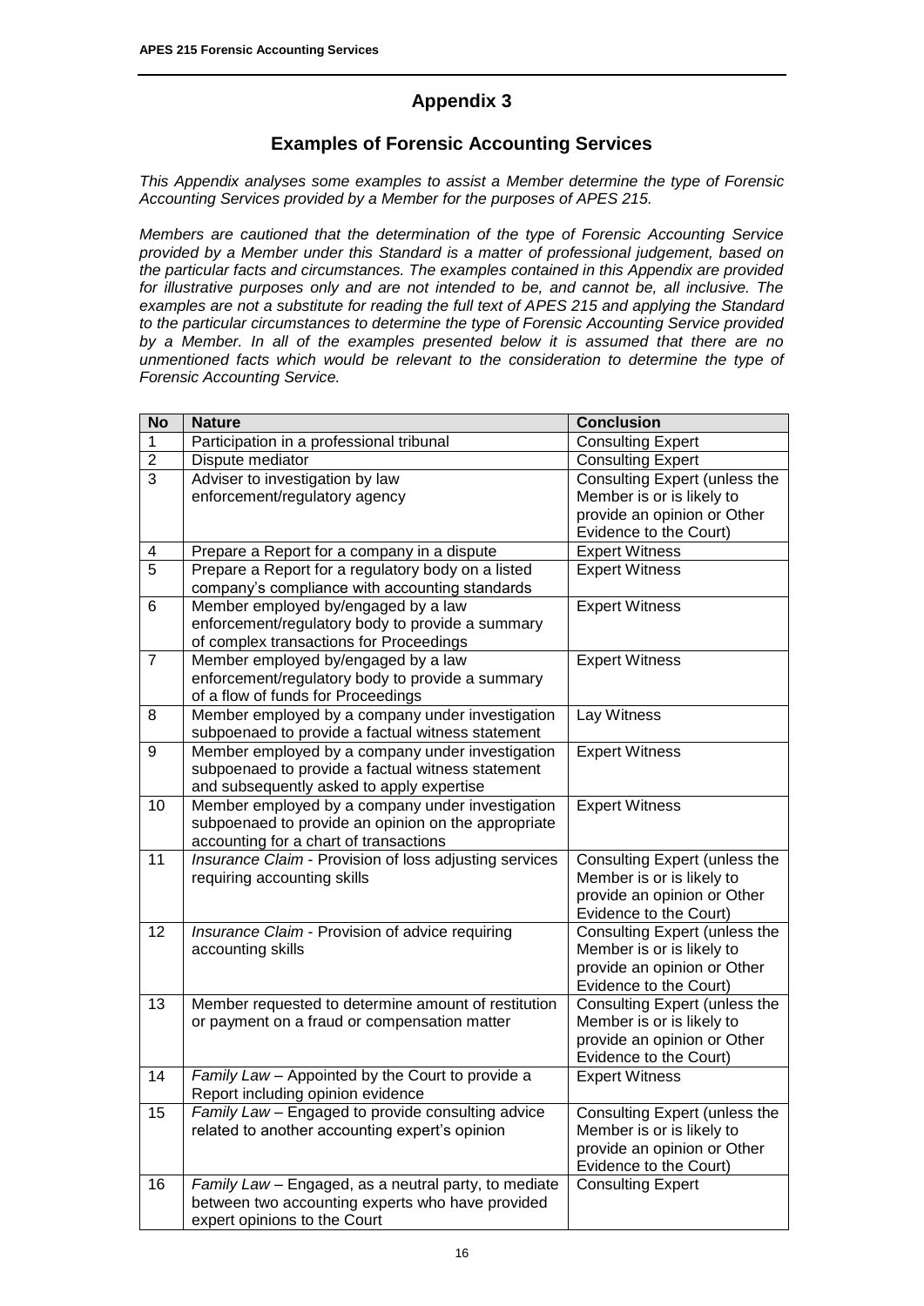# Appendix 3

## Examples of Forensic Accounting Services

*This Appendix analyses some examples to assist a Member determine the type of Forensic Accounting Services provided by a Member for the purposes of APES 215.*

*Members are cautioned that the determination of the type of Forensic Accounting Service provided by a Member under this Standard is a matter of professional judgement, based on the particular facts and circumstances. The examples contained in this Appendix are provided for illustrative purposes only and are not intended to be, and cannot be, all inclusive. The examples are not a substitute for reading the full text of APES 215 and applying the Standard to the particular circumstances to determine the type of Forensic Accounting Service provided by a Member. In all of the examples presented below it is assumed that there are no unmentioned facts which would be relevant to the consideration to determine the type of Forensic Accounting Service.*

| No | Nature | Conclusion |
|---|---|---|
| 1 | Participation in a professional tribunal | Consulting Expert |
| 2 | Dispute mediator | Consulting Expert |
| 3 | Adviser to investigation by law enforcement/regulatory agency | Consulting Expert (unless the Member is or is likely to provide an opinion or Other Evidence to the Court) |
| 4 | Prepare a Report for a company in a dispute | Expert Witness |
| 5 | Prepare a Report for a regulatory body on a listed company's compliance with accounting standards | Expert Witness |
| 6 | Member employed by/engaged by a law enforcement/regulatory body to provide a summary of complex transactions for Proceedings | Expert Witness |
| 7 | Member employed by/engaged by a law enforcement/regulatory body to provide a summary of a flow of funds for Proceedings | Expert Witness |
| 8 | Member employed by a company under investigation subpoenaed to provide a factual witness statement | Lay Witness |
| 9 | Member employed by a company under investigation subpoenaed to provide a factual witness statement and subsequently asked to apply expertise | Expert Witness |
| 10 | Member employed by a company under investigation subpoenaed to provide an opinion on the appropriate accounting for a chart of transactions | Expert Witness |
| 11 | *Insurance Claim* - Provision of loss adjusting services requiring accounting skills | Consulting Expert (unless the Member is or is likely to provide an opinion or Other Evidence to the Court) |
| 12 | *Insurance Claim* - Provision of advice requiring accounting skills | Consulting Expert (unless the Member is or is likely to provide an opinion or Other Evidence to the Court) |
| 13 | Member requested to determine amount of restitution or payment on a fraud or compensation matter | Consulting Expert (unless the Member is or is likely to provide an opinion or Other Evidence to the Court) |
| 14 | *Family Law* – Appointed by the Court to provide a Report including opinion evidence | Expert Witness |
| 15 | *Family Law* – Engaged to provide consulting advice related to another accounting expert's opinion | Consulting Expert (unless the Member is or is likely to provide an opinion or Other Evidence to the Court) |
| 16 | *Family Law* – Engaged, as a neutral party, to mediate between two accounting experts who have provided expert opinions to the Court | Consulting Expert |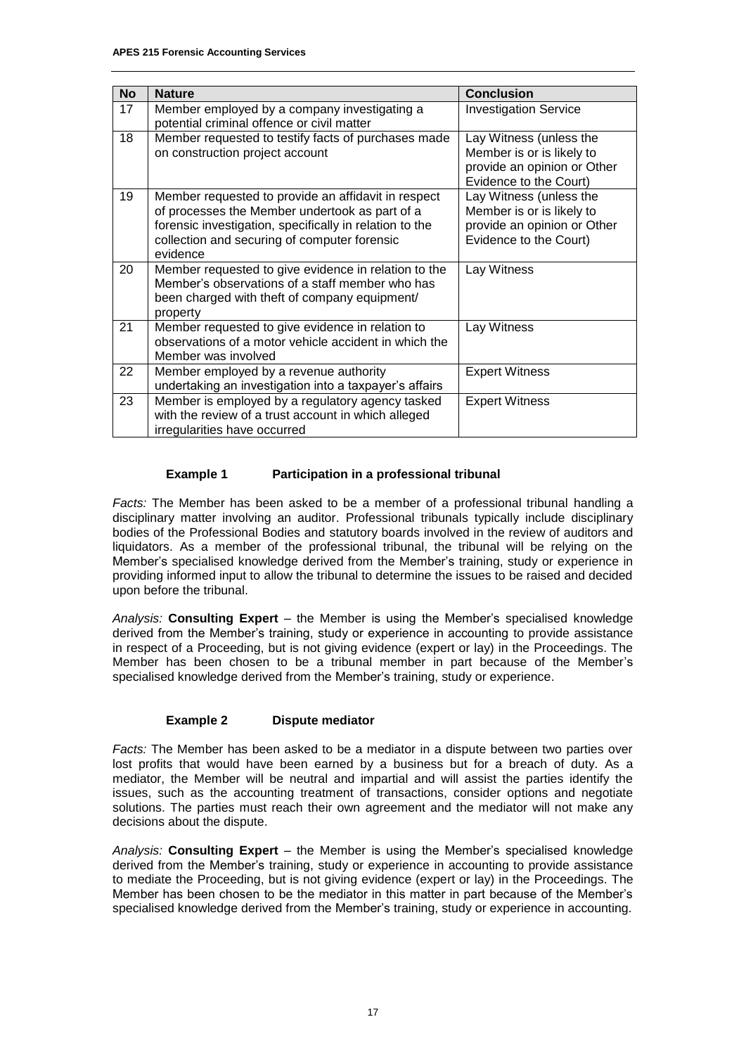| No | Nature | Conclusion |
|---|---|---|
| 17 | Member employed by a company investigating a potential criminal offence or civil matter | Investigation Service |
| 18 | Member requested to testify facts of purchases made on construction project account | Lay Witness (unless the Member is or is likely to provide an opinion or Other Evidence to the Court) |
| 19 | Member requested to provide an affidavit in respect of processes the Member undertook as part of a forensic investigation, specifically in relation to the collection and securing of computer forensic evidence | Lay Witness (unless the Member is or is likely to provide an opinion or Other Evidence to the Court) |
| 20 | Member requested to give evidence in relation to the Member's observations of a staff member who has been charged with theft of company equipment/ property | Lay Witness |
| 21 | Member requested to give evidence in relation to observations of a motor vehicle accident in which the Member was involved | Lay Witness |
| 22 | Member employed by a revenue authority undertaking an investigation into a taxpayer's affairs | Expert Witness |
| 23 | Member is employed by a regulatory agency tasked with the review of a trust account in which alleged irregularities have occurred | Expert Witness |

### Example 1 Participation in a professional tribunal

*Facts:* The Member has been asked to be a member of a professional tribunal handling a disciplinary matter involving an auditor. Professional tribunals typically include disciplinary bodies of the Professional Bodies and statutory boards involved in the review of auditors and liquidators. As a member of the professional tribunal, the tribunal will be relying on the Member's specialised knowledge derived from the Member's training, study or experience in providing informed input to allow the tribunal to determine the issues to be raised and decided upon before the tribunal.

*Analysis:* **Consulting Expert** – the Member is using the Member's specialised knowledge derived from the Member's training, study or experience in accounting to provide assistance in respect of a Proceeding, but is not giving evidence (expert or lay) in the Proceedings. The Member has been chosen to be a tribunal member in part because of the Member's specialised knowledge derived from the Member's training, study or experience.

### Example 2 Dispute mediator

*Facts:* The Member has been asked to be a mediator in a dispute between two parties over lost profits that would have been earned by a business but for a breach of duty. As a mediator, the Member will be neutral and impartial and will assist the parties identify the issues, such as the accounting treatment of transactions, consider options and negotiate solutions. The parties must reach their own agreement and the mediator will not make any decisions about the dispute.

*Analysis:* **Consulting Expert** – the Member is using the Member's specialised knowledge derived from the Member's training, study or experience in accounting to provide assistance to mediate the Proceeding, but is not giving evidence (expert or lay) in the Proceedings. The Member has been chosen to be the mediator in this matter in part because of the Member's specialised knowledge derived from the Member's training, study or experience in accounting.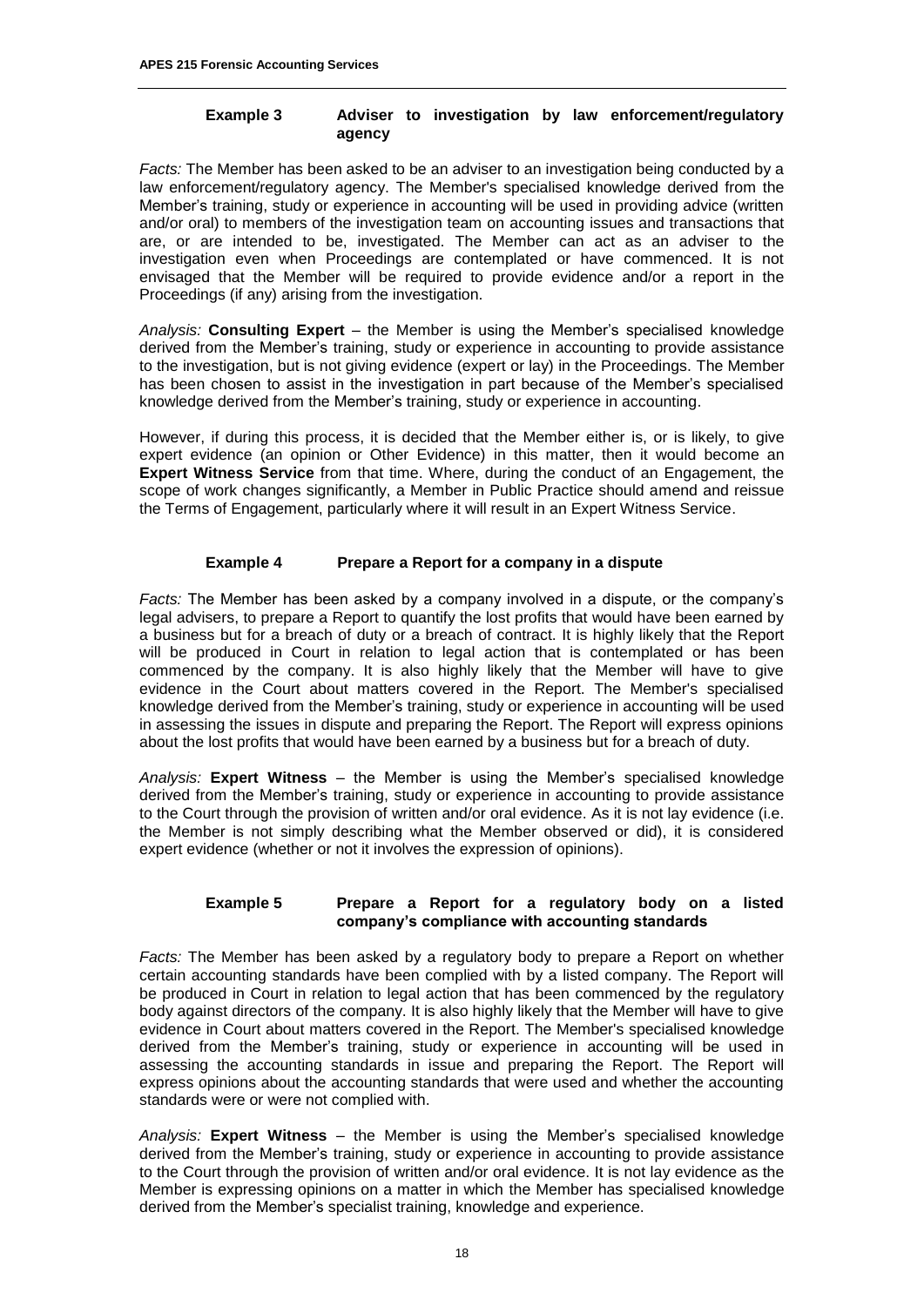### Example 3 Adviser to investigation by law enforcement/regulatory agency

*Facts:* The Member has been asked to be an adviser to an investigation being conducted by a law enforcement/regulatory agency. The Member's specialised knowledge derived from the Member's training, study or experience in accounting will be used in providing advice (written and/or oral) to members of the investigation team on accounting issues and transactions that are, or are intended to be, investigated. The Member can act as an adviser to the investigation even when Proceedings are contemplated or have commenced. It is not envisaged that the Member will be required to provide evidence and/or a report in the Proceedings (if any) arising from the investigation.

*Analysis:* **Consulting Expert** – the Member is using the Member's specialised knowledge derived from the Member's training, study or experience in accounting to provide assistance to the investigation, but is not giving evidence (expert or lay) in the Proceedings. The Member has been chosen to assist in the investigation in part because of the Member's specialised knowledge derived from the Member's training, study or experience in accounting.

However, if during this process, it is decided that the Member either is, or is likely, to give expert evidence (an opinion or Other Evidence) in this matter, then it would become an **Expert Witness Service** from that time. Where, during the conduct of an Engagement, the scope of work changes significantly, a Member in Public Practice should amend and reissue the Terms of Engagement, particularly where it will result in an Expert Witness Service.

### Example 4 Prepare a Report for a company in a dispute

*Facts:* The Member has been asked by a company involved in a dispute, or the company's legal advisers, to prepare a Report to quantify the lost profits that would have been earned by a business but for a breach of duty or a breach of contract. It is highly likely that the Report will be produced in Court in relation to legal action that is contemplated or has been commenced by the company. It is also highly likely that the Member will have to give evidence in the Court about matters covered in the Report. The Member's specialised knowledge derived from the Member's training, study or experience in accounting will be used in assessing the issues in dispute and preparing the Report. The Report will express opinions about the lost profits that would have been earned by a business but for a breach of duty.

*Analysis:* **Expert Witness** – the Member is using the Member's specialised knowledge derived from the Member's training, study or experience in accounting to provide assistance to the Court through the provision of written and/or oral evidence. As it is not lay evidence (i.e. the Member is not simply describing what the Member observed or did), it is considered expert evidence (whether or not it involves the expression of opinions).

### Example 5 Prepare a Report for a regulatory body on a listed company's compliance with accounting standards

*Facts:* The Member has been asked by a regulatory body to prepare a Report on whether certain accounting standards have been complied with by a listed company. The Report will be produced in Court in relation to legal action that has been commenced by the regulatory body against directors of the company. It is also highly likely that the Member will have to give evidence in Court about matters covered in the Report. The Member's specialised knowledge derived from the Member's training, study or experience in accounting will be used in assessing the accounting standards in issue and preparing the Report. The Report will express opinions about the accounting standards that were used and whether the accounting standards were or were not complied with.

*Analysis:* **Expert Witness** – the Member is using the Member's specialised knowledge derived from the Member's training, study or experience in accounting to provide assistance to the Court through the provision of written and/or oral evidence. It is not lay evidence as the Member is expressing opinions on a matter in which the Member has specialised knowledge derived from the Member's specialist training, knowledge and experience.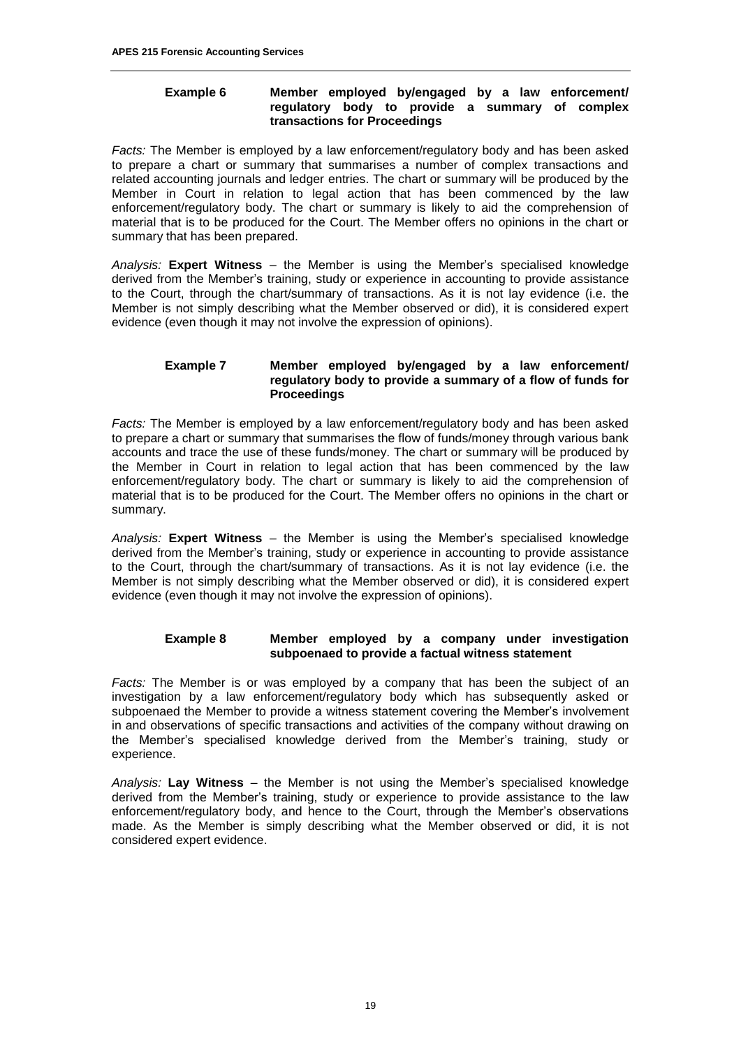### Example 6 Member employed by/engaged by a law enforcement/ regulatory body to provide a summary of complex transactions for Proceedings

*Facts:* The Member is employed by a law enforcement/regulatory body and has been asked to prepare a chart or summary that summarises a number of complex transactions and related accounting journals and ledger entries. The chart or summary will be produced by the Member in Court in relation to legal action that has been commenced by the law enforcement/regulatory body. The chart or summary is likely to aid the comprehension of material that is to be produced for the Court. The Member offers no opinions in the chart or summary that has been prepared.

*Analysis:* **Expert Witness** – the Member is using the Member's specialised knowledge derived from the Member's training, study or experience in accounting to provide assistance to the Court, through the chart/summary of transactions. As it is not lay evidence (i.e. the Member is not simply describing what the Member observed or did), it is considered expert evidence (even though it may not involve the expression of opinions).

### Example 7 Member employed by/engaged by a law enforcement/ regulatory body to provide a summary of a flow of funds for Proceedings

*Facts:* The Member is employed by a law enforcement/regulatory body and has been asked to prepare a chart or summary that summarises the flow of funds/money through various bank accounts and trace the use of these funds/money. The chart or summary will be produced by the Member in Court in relation to legal action that has been commenced by the law enforcement/regulatory body. The chart or summary is likely to aid the comprehension of material that is to be produced for the Court. The Member offers no opinions in the chart or summary.

*Analysis:* **Expert Witness** – the Member is using the Member's specialised knowledge derived from the Member's training, study or experience in accounting to provide assistance to the Court, through the chart/summary of transactions. As it is not lay evidence (i.e. the Member is not simply describing what the Member observed or did), it is considered expert evidence (even though it may not involve the expression of opinions).

### Example 8 Member employed by a company under investigation subpoenaed to provide a factual witness statement

*Facts:* The Member is or was employed by a company that has been the subject of an investigation by a law enforcement/regulatory body which has subsequently asked or subpoenaed the Member to provide a witness statement covering the Member's involvement in and observations of specific transactions and activities of the company without drawing on the Member's specialised knowledge derived from the Member's training, study or experience.

*Analysis:* **Lay Witness** – the Member is not using the Member's specialised knowledge derived from the Member's training, study or experience to provide assistance to the law enforcement/regulatory body, and hence to the Court, through the Member's observations made. As the Member is simply describing what the Member observed or did, it is not considered expert evidence.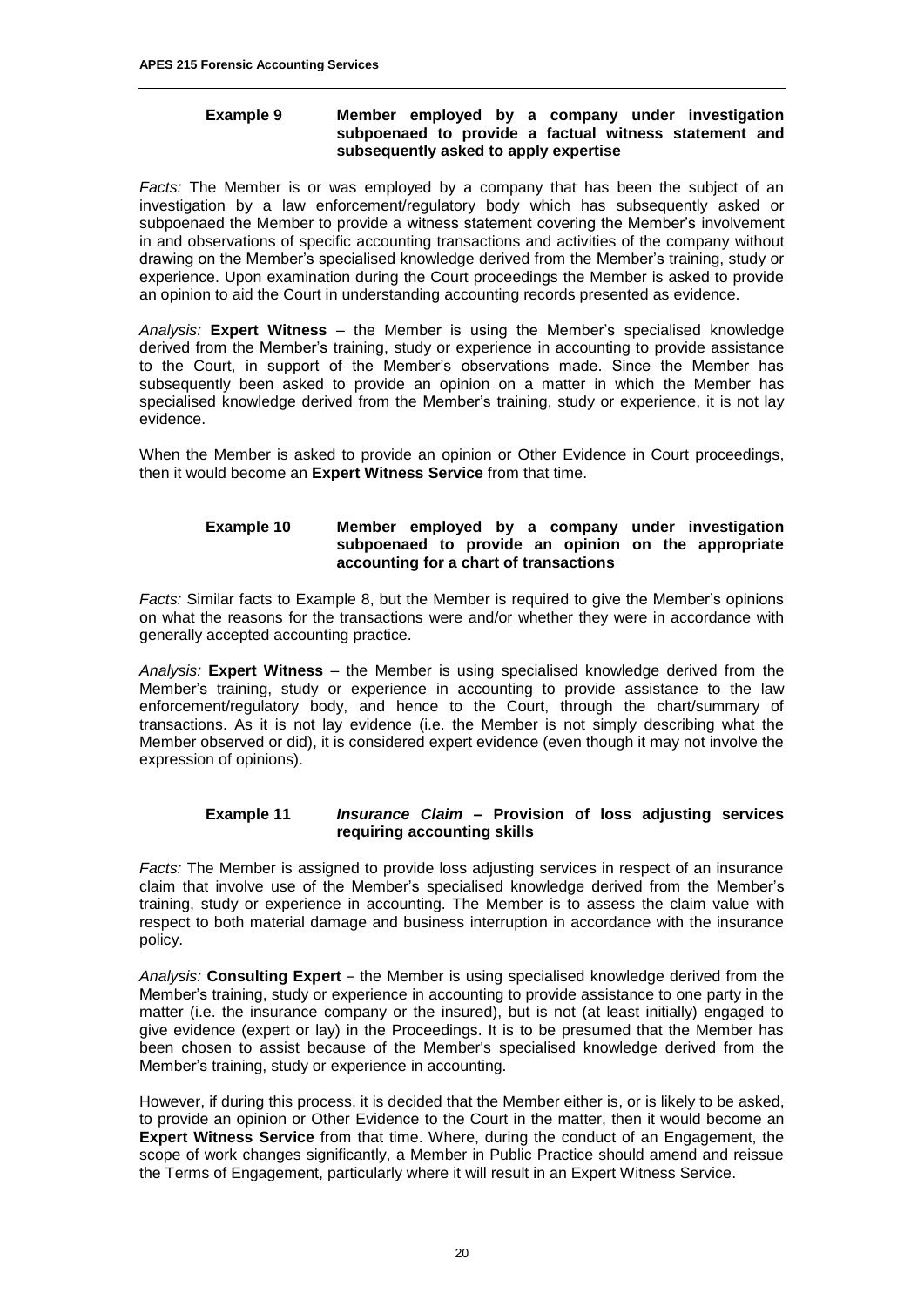### Example 9 Member employed by a company under investigation subpoenaed to provide a factual witness statement and subsequently asked to apply expertise

*Facts:* The Member is or was employed by a company that has been the subject of an investigation by a law enforcement/regulatory body which has subsequently asked or subpoenaed the Member to provide a witness statement covering the Member's involvement in and observations of specific accounting transactions and activities of the company without drawing on the Member's specialised knowledge derived from the Member's training, study or experience. Upon examination during the Court proceedings the Member is asked to provide an opinion to aid the Court in understanding accounting records presented as evidence.

*Analysis:* **Expert Witness** – the Member is using the Member's specialised knowledge derived from the Member's training, study or experience in accounting to provide assistance to the Court, in support of the Member's observations made. Since the Member has subsequently been asked to provide an opinion on a matter in which the Member has specialised knowledge derived from the Member's training, study or experience, it is not lay evidence.

When the Member is asked to provide an opinion or Other Evidence in Court proceedings, then it would become an **Expert Witness Service** from that time.

### Example 10 Member employed by a company under investigation subpoenaed to provide an opinion on the appropriate accounting for a chart of transactions

*Facts:* Similar facts to Example 8, but the Member is required to give the Member's opinions on what the reasons for the transactions were and/or whether they were in accordance with generally accepted accounting practice.

*Analysis:* **Expert Witness** – the Member is using specialised knowledge derived from the Member's training, study or experience in accounting to provide assistance to the law enforcement/regulatory body, and hence to the Court, through the chart/summary of transactions. As it is not lay evidence (i.e. the Member is not simply describing what the Member observed or did), it is considered expert evidence (even though it may not involve the expression of opinions).

### Example 11 *Insurance Claim* – Provision of loss adjusting services requiring accounting skills

*Facts:* The Member is assigned to provide loss adjusting services in respect of an insurance claim that involve use of the Member's specialised knowledge derived from the Member's training, study or experience in accounting. The Member is to assess the claim value with respect to both material damage and business interruption in accordance with the insurance policy.

*Analysis:* **Consulting Expert** – the Member is using specialised knowledge derived from the Member's training, study or experience in accounting to provide assistance to one party in the matter (i.e. the insurance company or the insured), but is not (at least initially) engaged to give evidence (expert or lay) in the Proceedings. It is to be presumed that the Member has been chosen to assist because of the Member's specialised knowledge derived from the Member's training, study or experience in accounting.

However, if during this process, it is decided that the Member either is, or is likely to be asked, to provide an opinion or Other Evidence to the Court in the matter, then it would become an **Expert Witness Service** from that time. Where, during the conduct of an Engagement, the scope of work changes significantly, a Member in Public Practice should amend and reissue the Terms of Engagement, particularly where it will result in an Expert Witness Service.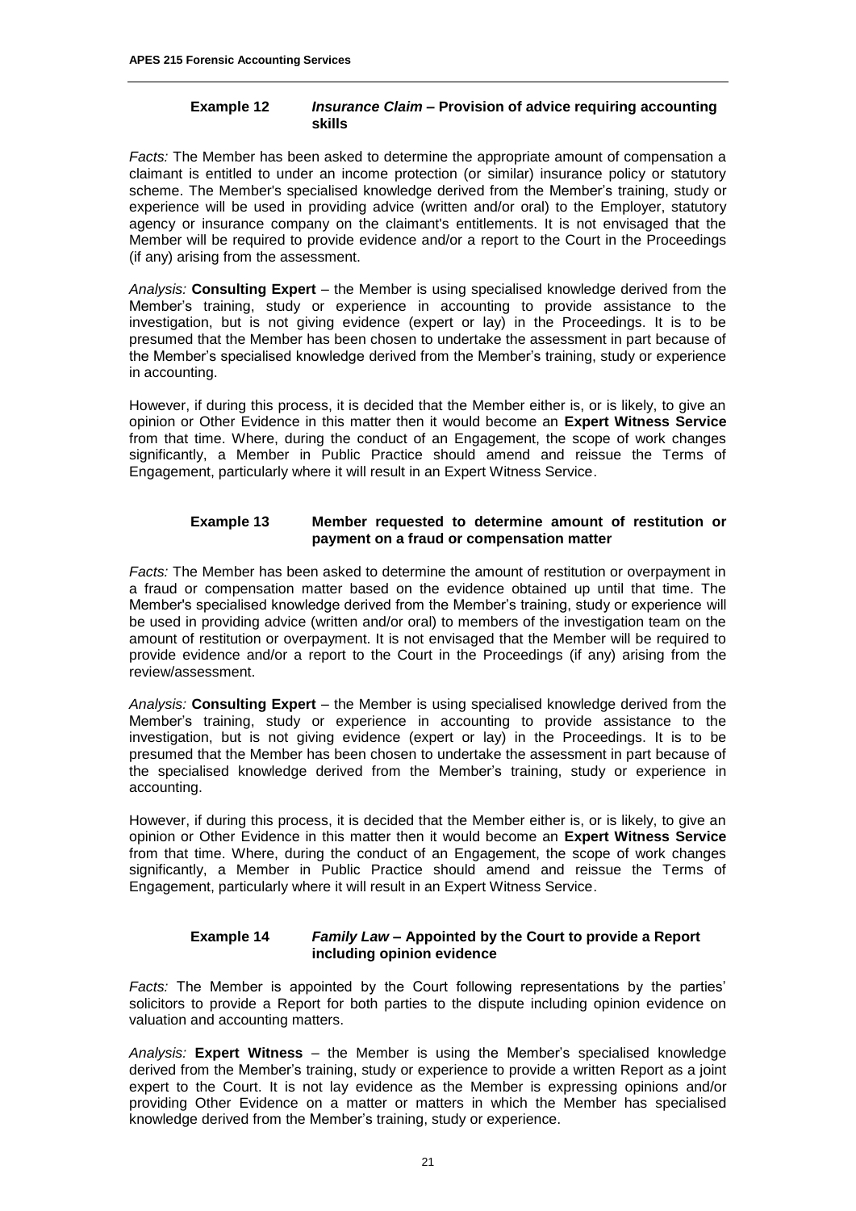### Example 12 *Insurance Claim* – Provision of advice requiring accounting skills

*Facts:* The Member has been asked to determine the appropriate amount of compensation a claimant is entitled to under an income protection (or similar) insurance policy or statutory scheme. The Member's specialised knowledge derived from the Member's training, study or experience will be used in providing advice (written and/or oral) to the Employer, statutory agency or insurance company on the claimant's entitlements. It is not envisaged that the Member will be required to provide evidence and/or a report to the Court in the Proceedings (if any) arising from the assessment.

*Analysis:* **Consulting Expert** – the Member is using specialised knowledge derived from the Member's training, study or experience in accounting to provide assistance to the investigation, but is not giving evidence (expert or lay) in the Proceedings. It is to be presumed that the Member has been chosen to undertake the assessment in part because of the Member's specialised knowledge derived from the Member's training, study or experience in accounting.

However, if during this process, it is decided that the Member either is, or is likely, to give an opinion or Other Evidence in this matter then it would become an **Expert Witness Service** from that time. Where, during the conduct of an Engagement, the scope of work changes significantly, a Member in Public Practice should amend and reissue the Terms of Engagement, particularly where it will result in an Expert Witness Service.

### Example 13 Member requested to determine amount of restitution or payment on a fraud or compensation matter

*Facts:* The Member has been asked to determine the amount of restitution or overpayment in a fraud or compensation matter based on the evidence obtained up until that time. The Member's specialised knowledge derived from the Member's training, study or experience will be used in providing advice (written and/or oral) to members of the investigation team on the amount of restitution or overpayment. It is not envisaged that the Member will be required to provide evidence and/or a report to the Court in the Proceedings (if any) arising from the review/assessment.

*Analysis:* **Consulting Expert** – the Member is using specialised knowledge derived from the Member's training, study or experience in accounting to provide assistance to the investigation, but is not giving evidence (expert or lay) in the Proceedings. It is to be presumed that the Member has been chosen to undertake the assessment in part because of the specialised knowledge derived from the Member's training, study or experience in accounting.

However, if during this process, it is decided that the Member either is, or is likely, to give an opinion or Other Evidence in this matter then it would become an **Expert Witness Service** from that time. Where, during the conduct of an Engagement, the scope of work changes significantly, a Member in Public Practice should amend and reissue the Terms of Engagement, particularly where it will result in an Expert Witness Service.

### Example 14 *Family Law* – Appointed by the Court to provide a Report including opinion evidence

*Facts:* The Member is appointed by the Court following representations by the parties' solicitors to provide a Report for both parties to the dispute including opinion evidence on valuation and accounting matters.

*Analysis:* **Expert Witness** – the Member is using the Member's specialised knowledge derived from the Member's training, study or experience to provide a written Report as a joint expert to the Court. It is not lay evidence as the Member is expressing opinions and/or providing Other Evidence on a matter or matters in which the Member has specialised knowledge derived from the Member's training, study or experience.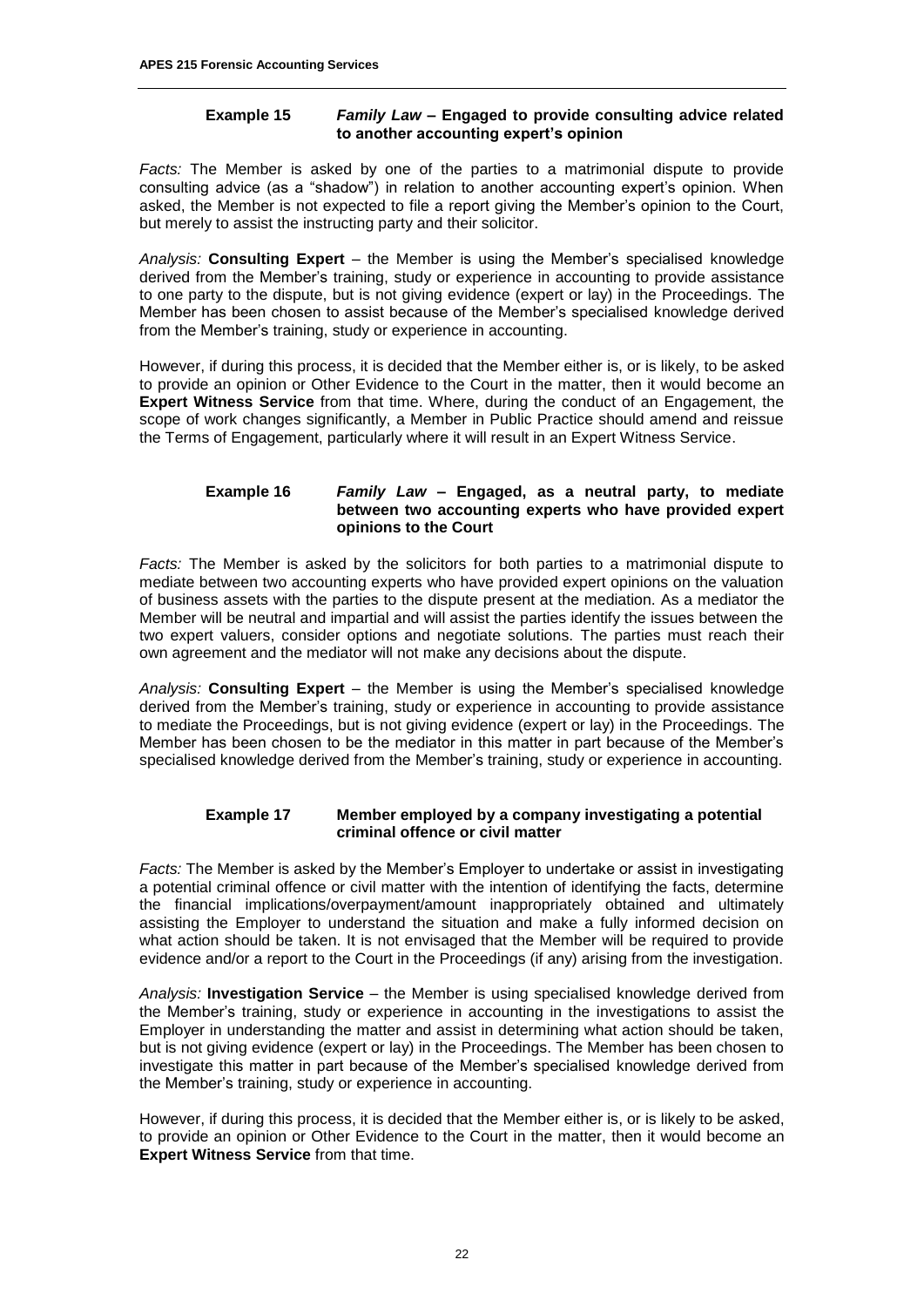#### Example 15 *Family Law* – Engaged to provide consulting advice related to another accounting expert's opinion

*Facts:* The Member is asked by one of the parties to a matrimonial dispute to provide consulting advice (as a "shadow") in relation to another accounting expert's opinion. When asked, the Member is not expected to file a report giving the Member's opinion to the Court, but merely to assist the instructing party and their solicitor.

*Analysis:* **Consulting Expert** – the Member is using the Member's specialised knowledge derived from the Member's training, study or experience in accounting to provide assistance to one party to the dispute, but is not giving evidence (expert or lay) in the Proceedings. The Member has been chosen to assist because of the Member's specialised knowledge derived from the Member's training, study or experience in accounting.

However, if during this process, it is decided that the Member either is, or is likely, to be asked to provide an opinion or Other Evidence to the Court in the matter, then it would become an **Expert Witness Service** from that time. Where, during the conduct of an Engagement, the scope of work changes significantly, a Member in Public Practice should amend and reissue the Terms of Engagement, particularly where it will result in an Expert Witness Service.

#### Example 16 *Family Law* – Engaged, as a neutral party, to mediate between two accounting experts who have provided expert opinions to the Court

*Facts:* The Member is asked by the solicitors for both parties to a matrimonial dispute to mediate between two accounting experts who have provided expert opinions on the valuation of business assets with the parties to the dispute present at the mediation. As a mediator the Member will be neutral and impartial and will assist the parties identify the issues between the two expert valuers, consider options and negotiate solutions. The parties must reach their own agreement and the mediator will not make any decisions about the dispute.

*Analysis:* **Consulting Expert** – the Member is using the Member's specialised knowledge derived from the Member's training, study or experience in accounting to provide assistance to mediate the Proceedings, but is not giving evidence (expert or lay) in the Proceedings. The Member has been chosen to be the mediator in this matter in part because of the Member's specialised knowledge derived from the Member's training, study or experience in accounting.

#### Example 17 Member employed by a company investigating a potential criminal offence or civil matter

*Facts:* The Member is asked by the Member's Employer to undertake or assist in investigating a potential criminal offence or civil matter with the intention of identifying the facts, determine the financial implications/overpayment/amount inappropriately obtained and ultimately assisting the Employer to understand the situation and make a fully informed decision on what action should be taken. It is not envisaged that the Member will be required to provide evidence and/or a report to the Court in the Proceedings (if any) arising from the investigation.

*Analysis:* **Investigation Service** – the Member is using specialised knowledge derived from the Member's training, study or experience in accounting in determining in the investigations to assist the Employer in understanding the matter and assist in determining what action should be taken, but is not giving evidence (expert or lay) in the Proceedings. The Member has been chosen to investigate this matter in part because of the Member's specialised knowledge derived from the Member's training, study or experience in accounting.

However, if during this process, it is decided that the Member either is, or is likely to be asked, to provide an opinion or Other Evidence to the Court in the matter, then it would become an **Expert Witness Service** from that time.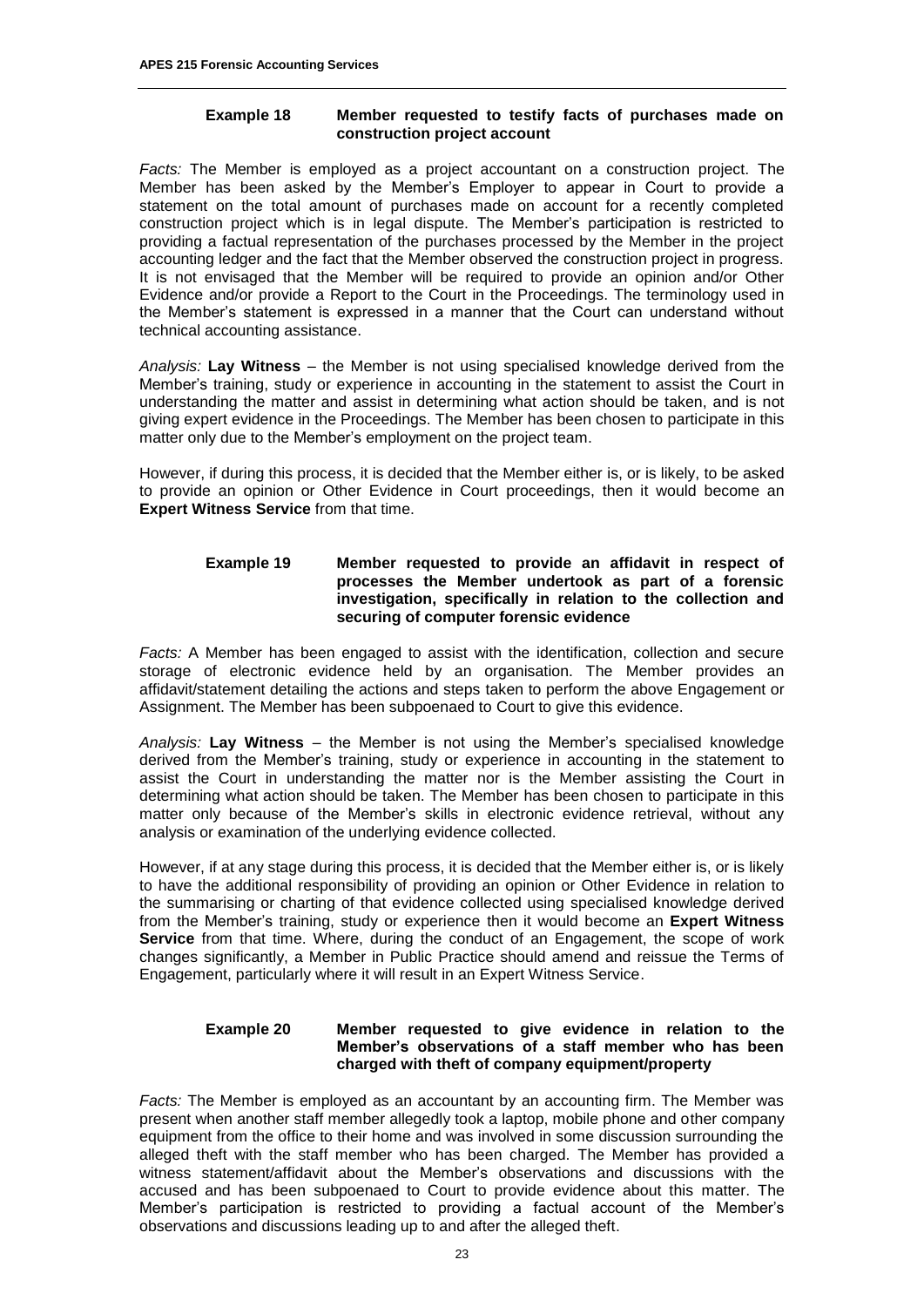#### Example 18 Member requested to testify facts of purchases made on construction project account

*Facts:* The Member is employed as a project accountant on a construction project. The Member has been asked by the Member's Employer to appear in Court to provide a statement on the total amount of purchases made on account for a recently completed construction project which is in legal dispute. The Member's participation is restricted to providing a factual representation of the purchases processed by the Member in the project accounting ledger and the fact that the Member observed the construction project in progress. It is not envisaged that the Member will be required to provide an opinion and/or Other Evidence and/or provide a Report to the Court in the Proceedings. The terminology used in the Member's statement is expressed in a manner that the Court can understand without technical accounting assistance.

*Analysis:* **Lay Witness** – the Member is not using specialised knowledge derived from the Member's training, study or experience in accounting in the statement to assist the Court in understanding the matter and assist in determining what action should be taken, and is not giving expert evidence in the Proceedings. The Member has been chosen to participate in this matter only due to the Member's employment on the project team.

However, if during this process, it is decided that the Member either is, or is likely, to be asked to provide an opinion or Other Evidence in Court proceedings, then it would become an **Expert Witness Service** from that time.

#### Example 19 Member requested to provide an affidavit in respect of processes the Member undertook as part of a forensic investigation, specifically in relation to the collection and securing of computer forensic evidence

*Facts:* A Member has been engaged to assist with the identification, collection and secure storage of electronic evidence held by an organisation. The Member provides an affidavit/statement detailing the actions and steps taken to perform the above Engagement or Assignment. The Member has been subpoenaed to Court to give this evidence.

*Analysis:* **Lay Witness** – the Member is not using the Member's specialised knowledge derived from the Member's training, study or experience in accounting in the statement to assist the Court in understanding the matter nor is the Member assisting the Court in determining what action should be taken. The Member has been chosen to participate in this matter only because of the Member's skills in electronic evidence retrieval, without any analysis or examination of the underlying evidence collected.

However, if at any stage during this process, it is decided that the Member either is, or is likely to have the additional responsibility of providing an opinion or Other Evidence in relation to the summarising or charting of that evidence collected using specialised knowledge derived from the Member's training, study or experience then it would become an **Expert Witness Service** from that time. Where, during the conduct of an Engagement, the scope of work changes significantly, a Member in Public Practice should amend and reissue the Terms of Engagement, particularly where it will result in an Expert Witness Service.

#### Example 20 Member requested to give evidence in relation to the Member's observations of a staff member who has been charged with theft of company equipment/property

*Facts:* The Member is employed as an accountant by an accounting firm. The Member was present when another staff member allegedly took a laptop, mobile phone and other company equipment from the office to their home and was involved in some discussion surrounding the alleged theft with the staff member who has been charged. The Member has provided a witness statement/affidavit about the Member's observations and discussions with the accused and has been subpoenaed to Court to provide evidence about this matter. The Member's participation is restricted to providing a factual account of the Member's observations and discussions leading up to and after the alleged theft.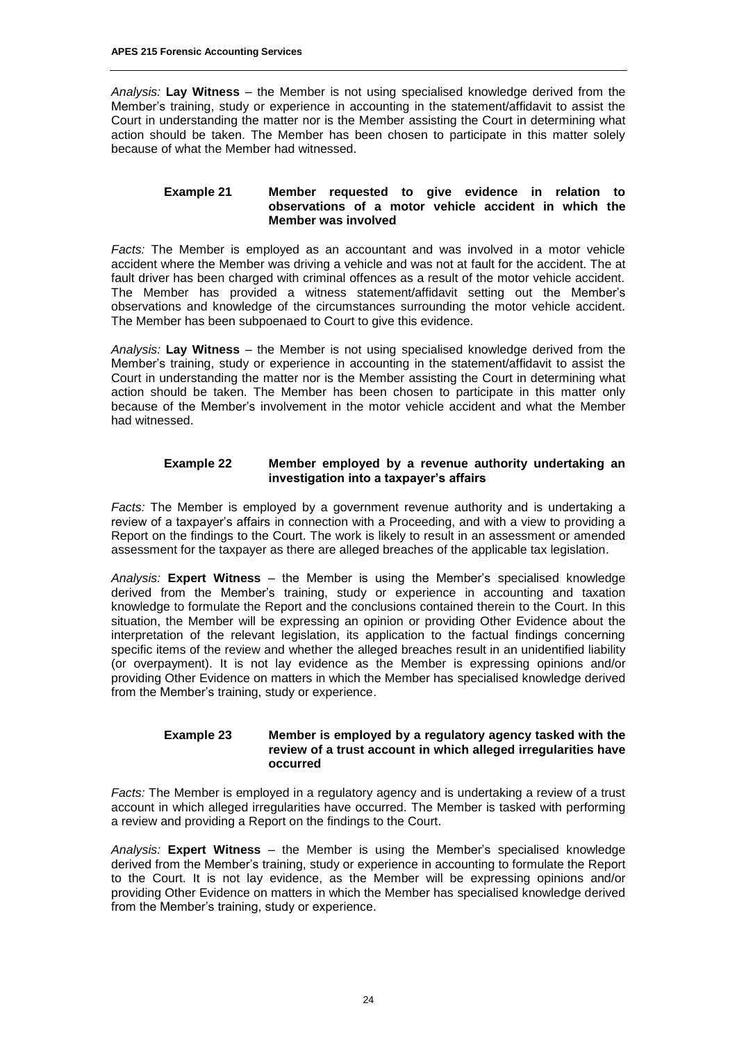*Analysis:* **Lay Witness** – the Member is not using specialised knowledge derived from the Member's training, study or experience in accounting in the statement/affidavit to assist the Court in understanding the matter nor is the Member assisting the Court in determining what action should be taken. The Member has been chosen to participate in this matter solely because of what the Member had witnessed.

#### Example 21 Member requested to give evidence in relation to observations of a motor vehicle accident in which the Member was involved

*Facts:* The Member is employed as an accountant and was involved in a motor vehicle accident where the Member was driving a vehicle and was not at fault for the accident. The at fault driver has been charged with criminal offences as a result of the motor vehicle accident. The Member has provided a witness statement/affidavit setting out the Member's observations and knowledge of the circumstances surrounding the motor vehicle accident. The Member has been subpoenaed to Court to give this evidence.

*Analysis:* **Lay Witness** – the Member is not using specialised knowledge derived from the Member's training, study or experience in accounting in the statement/affidavit to assist the Court in understanding the matter nor is the Member assisting the Court in determining what action should be taken. The Member has been chosen to participate in this matter only because of the Member's involvement in the motor vehicle accident and what the Member had witnessed.

#### Example 22 Member employed by a revenue authority undertaking an investigation into a taxpayer's affairs

*Facts:* The Member is employed by a government revenue authority and is undertaking a review of a taxpayer's affairs in connection with a Proceeding, and with a view to providing a Report on the findings to the Court. The work is likely to result in an assessment or amended assessment for the taxpayer as there are alleged breaches of the applicable tax legislation.

*Analysis:* **Expert Witness** – the Member is using the Member's specialised knowledge derived from the Member's training, study or experience in accounting and taxation knowledge to formulate the Report and the conclusions contained therein to the Court. In this situation, the Member will be expressing an opinion or providing Other Evidence about the interpretation of the relevant legislation, its application to the factual findings concerning specific items of the review and whether the alleged breaches result in an unidentified liability (or overpayment). It is not lay evidence as the Member is expressing opinions and/or providing Other Evidence on matters in which the Member has specialised knowledge derived from the Member's training, study or experience.

#### Example 23 Member is employed by a regulatory agency tasked with the review of a trust account in which alleged irregularities have occurred

*Facts:* The Member is employed in a regulatory agency and is undertaking a review of a trust account in which alleged irregularities have occurred. The Member is tasked with performing a review and providing a Report on the findings to the Court.

*Analysis:* **Expert Witness** – the Member is using the Member's specialised knowledge derived from the Member's training, study or experience in accounting to formulate the Report to the Court. It is not lay evidence, as the Member will be expressing opinions and/or providing Other Evidence on matters in which the Member has specialised knowledge derived from the Member's training, study or experience.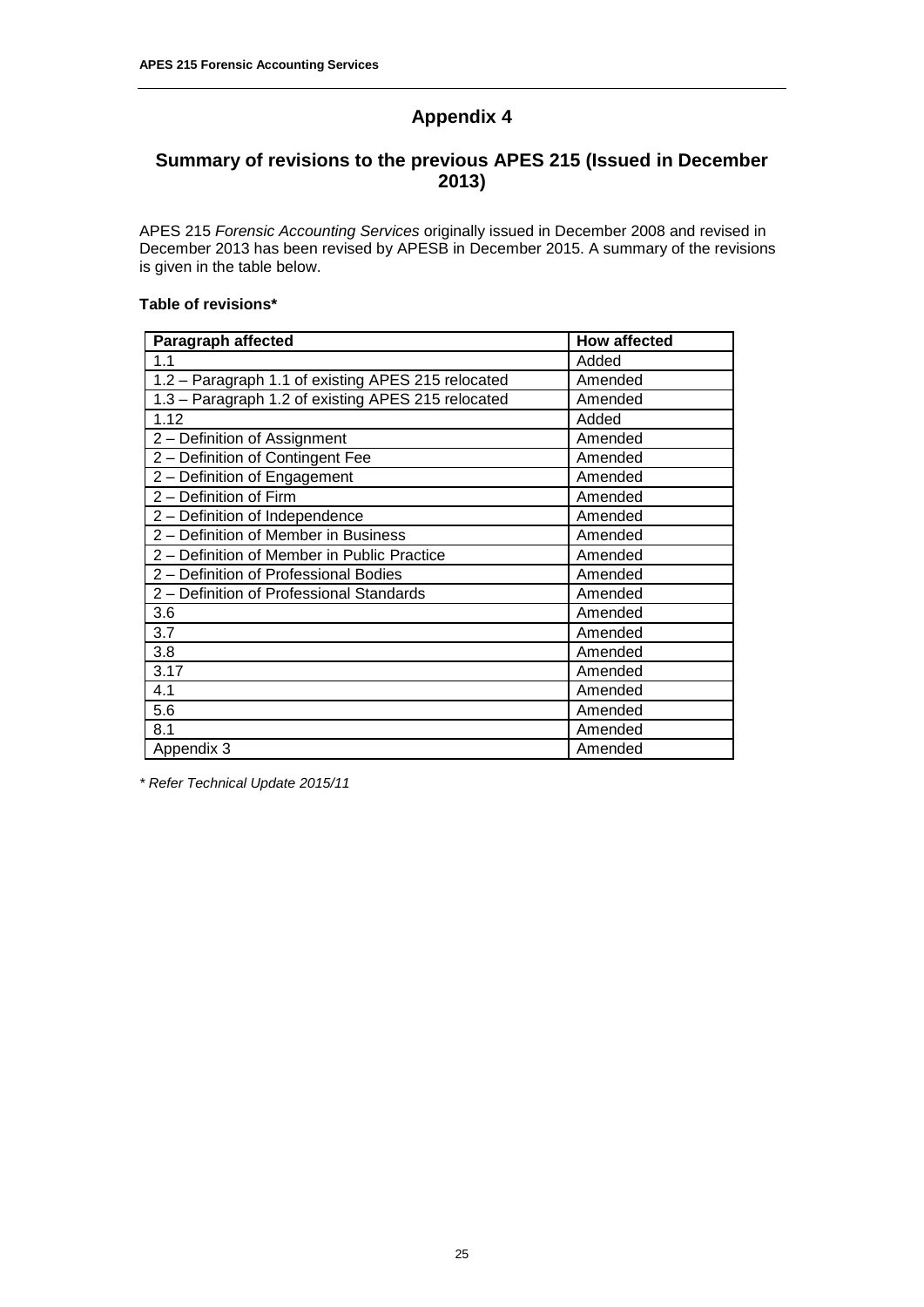# Appendix 4

## Summary of revisions to the previous APES 215 (Issued in December 2013)

APES 215 *Forensic Accounting Services* originally issued in December 2008 and revised in December 2013 has been revised by APESB in December 2015. A summary of the revisions is given in the table below.

**Table of revisions***

| Paragraph affected | How affected |
|---|---|
| 1.1 | Added |
| 1.2 – Paragraph 1.1 of existing APES 215 relocated | Amended |
| 1.3 – Paragraph 1.2 of existing APES 215 relocated | Amended |
| 1.12 | Added |
| 2 – Definition of Assignment | Amended |
| 2 – Definition of Contingent Fee | Amended |
| 2 – Definition of Engagement | Amended |
| 2 – Definition of Firm | Amended |
| 2 – Definition of Independence | Amended |
| 2 – Definition of Member in Business | Amended |
| 2 – Definition of Member in Public Practice | Amended |
| 2 – Definition of Professional Bodies | Amended |
| 2 – Definition of Professional Standards | Amended |
| 3.6 | Amended |
| 3.7 | Amended |
| 3.8 | Amended |
| 3.17 | Amended |
| 4.1 | Amended |
| 5.6 | Amended |
| 8.1 | Amended |
| Appendix 3 | Amended |

*\* Refer Technical Update 2015/11*